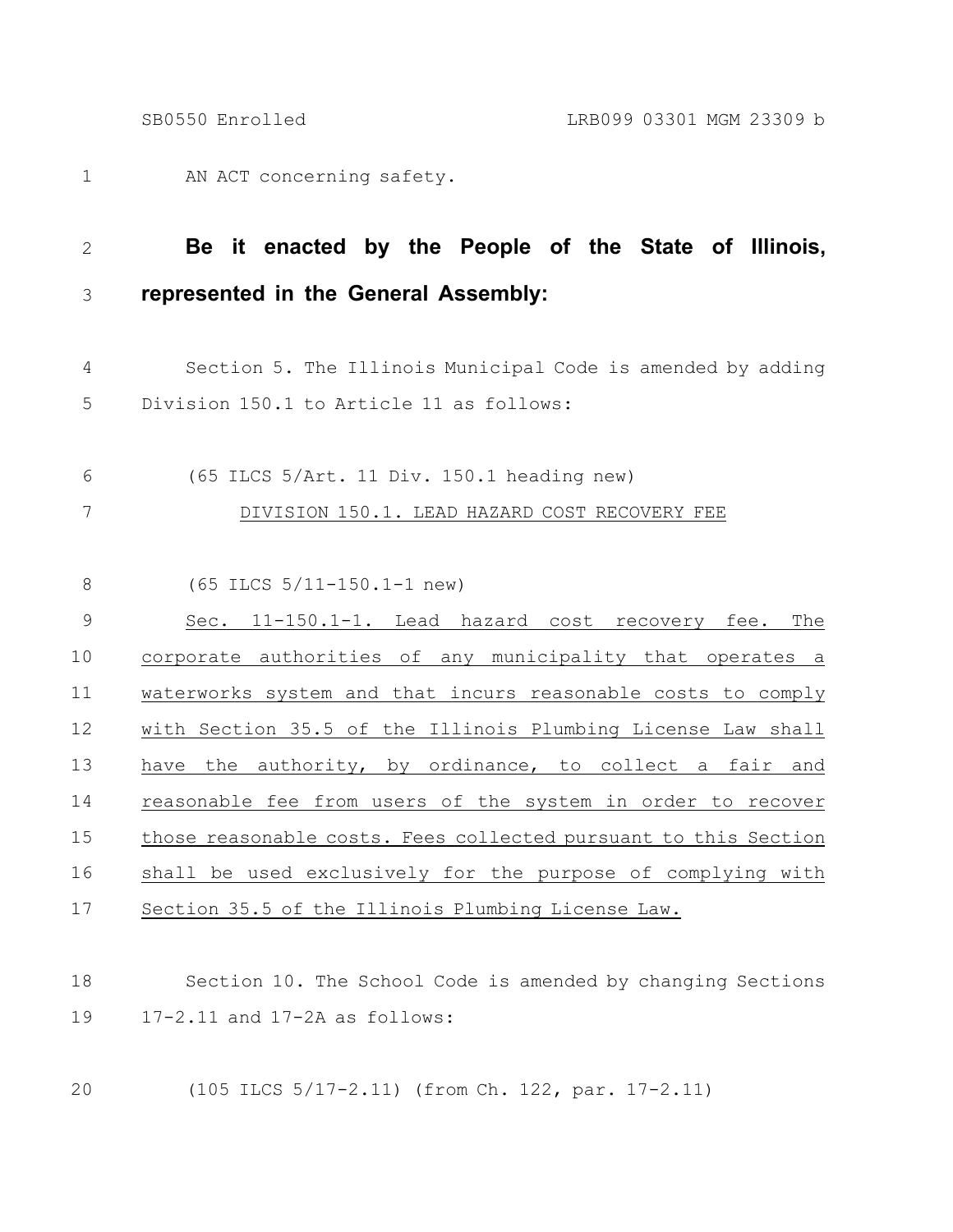AN ACT concerning safety.

**Be it enacted by the People of the State of Illinois, represented in the General Assembly:**

Section 5. The Illinois Municipal Code is amended by adding Division 150.1 to Article 11 as follows:

(65 ILCS 5/Art. 11 Div. 150.1 heading new)

DIVISION 150.1. LEAD HAZARD COST RECOVERY FEE

(65 ILCS 5/11-150.1-1 new)

Sec. 11-150.1-1. Lead hazard cost recovery fee. The corporate authorities of any municipality that operates a waterworks system and that incurs reasonable costs to comply with Section 35.5 of the Illinois Plumbing License Law shall have the authority, by ordinance, to collect a fair and reasonable fee from users of the system in order to recover those reasonable costs. Fees collected pursuant to this Section shall be used exclusively for the purpose of complying with Section 35.5 of the Illinois Plumbing License Law.

Section 10. The School Code is amended by changing Sections 17-2.11 and 17-2A as follows:

(105 ILCS 5/17-2.11) (from Ch. 122, par. 17-2.11)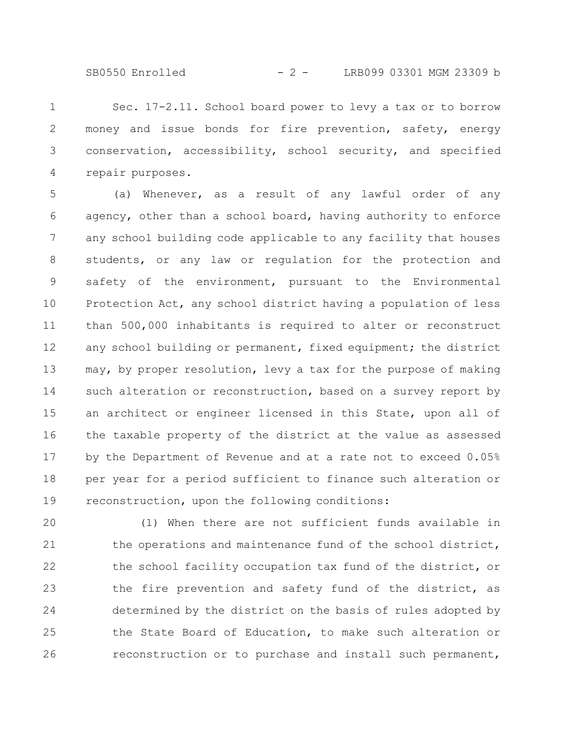Sec. 17-2.11. School board power to levy a tax or to borrow money and issue bonds for fire prevention, safety, energy conservation, accessibility, school security, and specified repair purposes.

(a) Whenever, as a result of any lawful order of any agency, other than a school board, having authority to enforce any school building code applicable to any facility that houses students, or any law or regulation for the protection and safety of the environment, pursuant to the Environmental Protection Act, any school district having a population of less than 500,000 inhabitants is required to alter or reconstruct any school building or permanent, fixed equipment; the district may, by proper resolution, levy a tax for the purpose of making such alteration or reconstruction, based on a survey report by an architect or engineer licensed in this State, upon all of the taxable property of the district at the value as assessed by the Department of Revenue and at a rate not to exceed 0.05% per year for a period sufficient to finance such alteration or reconstruction, upon the following conditions:

(1) When there are not sufficient funds available in the operations and maintenance fund of the school district, the school facility occupation tax fund of the district, or the fire prevention and safety fund of the district, as determined by the district on the basis of rules adopted by the State Board of Education, to make such alteration or reconstruction or to purchase and install such permanent,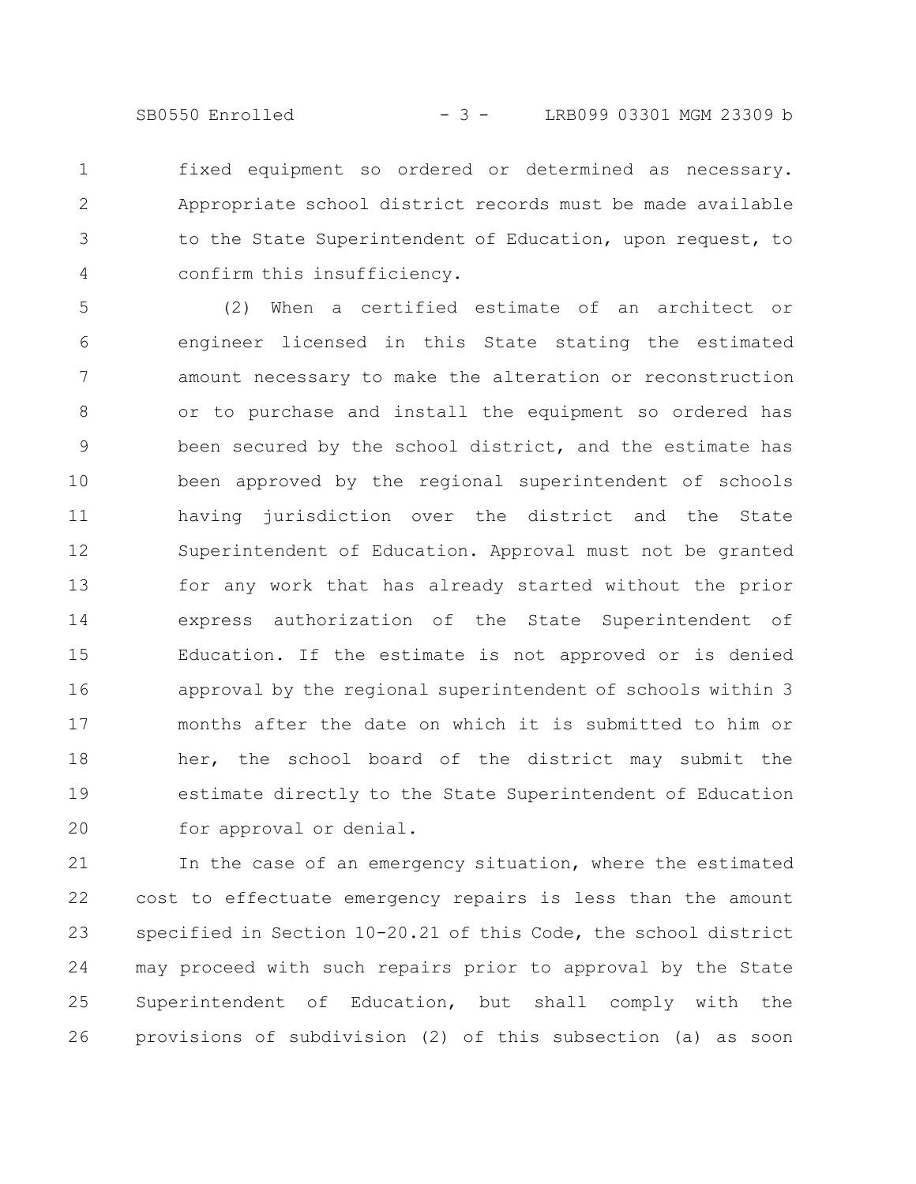fixed equipment so ordered or determined as necessary. Appropriate school district records must be made available to the State Superintendent of Education, upon request, to confirm this insufficiency.

(2) When a certified estimate of an architect or engineer licensed in this State stating the estimated amount necessary to make the alteration or reconstruction or to purchase and install the equipment so ordered has been secured by the school district, and the estimate has been approved by the regional superintendent of schools having jurisdiction over the district and the State Superintendent of Education. Approval must not be granted for any work that has already started without the prior express authorization of the State Superintendent of Education. If the estimate is not approved or is denied approval by the regional superintendent of schools within 3 months after the date on which it is submitted to him or her, the school board of the district may submit the estimate directly to the State Superintendent of Education for approval or denial.

In the case of an emergency situation, where the estimated cost to effectuate emergency repairs is less than the amount specified in Section 10-20.21 of this Code, the school district may proceed with such repairs prior to approval by the State Superintendent of Education, but shall comply with the provisions of subdivision (2) of this subsection (a) as soon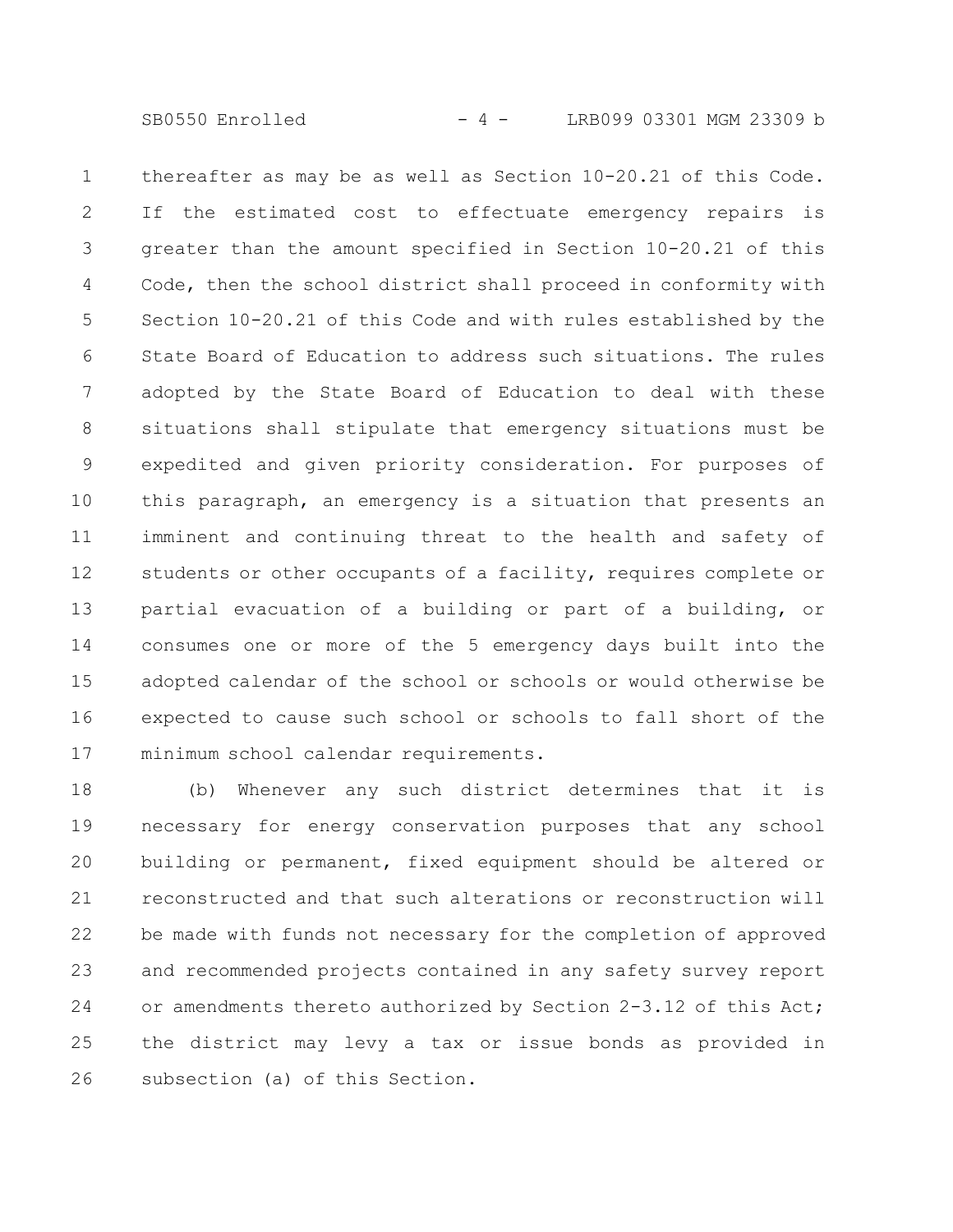thereafter as may be as well as Section 10-20.21 of this Code. If the estimated cost to effectuate emergency repairs is greater than the amount specified in Section 10-20.21 of this Code, then the school district shall proceed in conformity with Section 10-20.21 of this Code and with rules established by the State Board of Education to address such situations. The rules adopted by the State Board of Education to deal with these situations shall stipulate that emergency situations must be expedited and given priority consideration. For purposes of this paragraph, an emergency is a situation that presents an imminent and continuing threat to the health and safety of students or other occupants of a facility, requires complete or partial evacuation of a building or part of a building, or consumes one or more of the 5 emergency days built into the adopted calendar of the school or schools or would otherwise be expected to cause such school or schools to fall short of the minimum school calendar requirements.

(b) Whenever any such district determines that it is necessary for energy conservation purposes that any school building or permanent, fixed equipment should be altered or reconstructed and that such alterations or reconstruction will be made with funds not necessary for the completion of approved and recommended projects contained in any safety survey report or amendments thereto authorized by Section 2-3.12 of this Act; the district may levy a tax or issue bonds as provided in subsection (a) of this Section.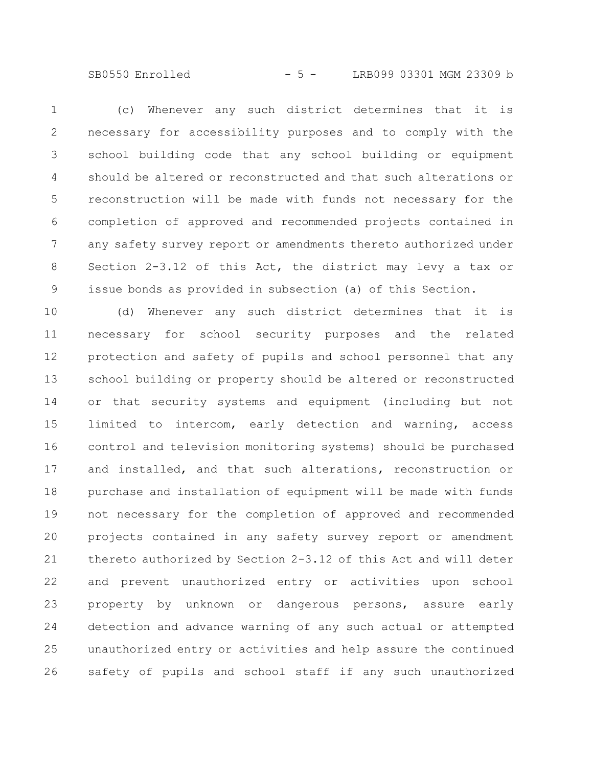(c) Whenever any such district determines that it is necessary for accessibility purposes and to comply with the school building code that any school building or equipment should be altered or reconstructed and that such alterations or reconstruction will be made with funds not necessary for the completion of approved and recommended projects contained in any safety survey report or amendments thereto authorized under Section 2-3.12 of this Act, the district may levy a tax or issue bonds as provided in subsection (a) of this Section.

(d) Whenever any such district determines that it is necessary for school security purposes and the related protection and safety of pupils and school personnel that any school building or property should be altered or reconstructed or that security systems and equipment (including but not limited to intercom, early detection and warning, access control and television monitoring systems) should be purchased and installed, and that such alterations, reconstruction or purchase and installation of equipment will be made with funds not necessary for the completion of approved and recommended projects contained in any safety survey report or amendment thereto authorized by Section 2-3.12 of this Act and will deter and prevent unauthorized entry or activities upon school property by unknown or dangerous persons, assure early detection and advance warning of any such actual or attempted unauthorized entry or activities and help assure the continued safety of pupils and school staff if any such unauthorized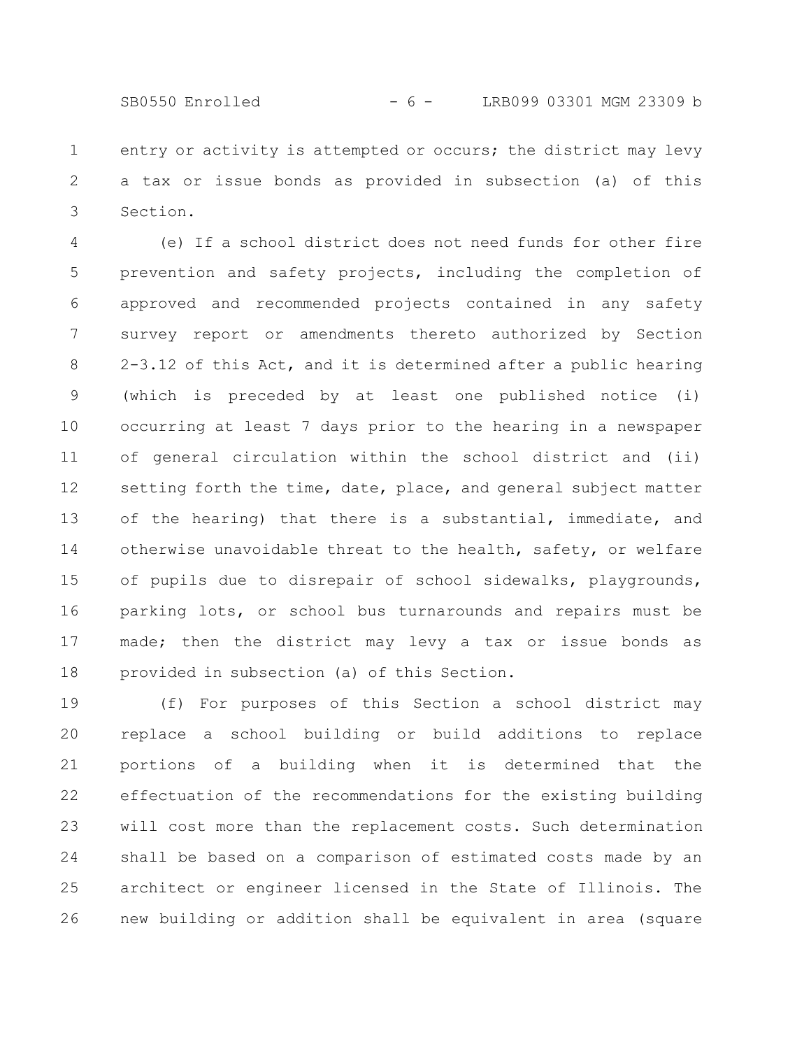entry or activity is attempted or occurs; the district may levy a tax or issue bonds as provided in subsection (a) of this Section.

(e) If a school district does not need funds for other fire prevention and safety projects, including the completion of approved and recommended projects contained in any safety survey report or amendments thereto authorized by Section 2-3.12 of this Act, and it is determined after a public hearing (which is preceded by at least one published notice (i) occurring at least 7 days prior to the hearing in a newspaper of general circulation within the school district and (ii) setting forth the time, date, place, and general subject matter of the hearing) that there is a substantial, immediate, and otherwise unavoidable threat to the health, safety, or welfare of pupils due to disrepair of school sidewalks, playgrounds, parking lots, or school bus turnarounds and repairs must be made; then the district may levy a tax or issue bonds as provided in subsection (a) of this Section.

(f) For purposes of this Section a school district may replace a school building or build additions to replace portions of a building when it is determined that the effectuation of the recommendations for the existing building will cost more than the replacement costs. Such determination shall be based on a comparison of estimated costs made by an architect or engineer licensed in the State of Illinois. The new building or addition shall be equivalent in area (square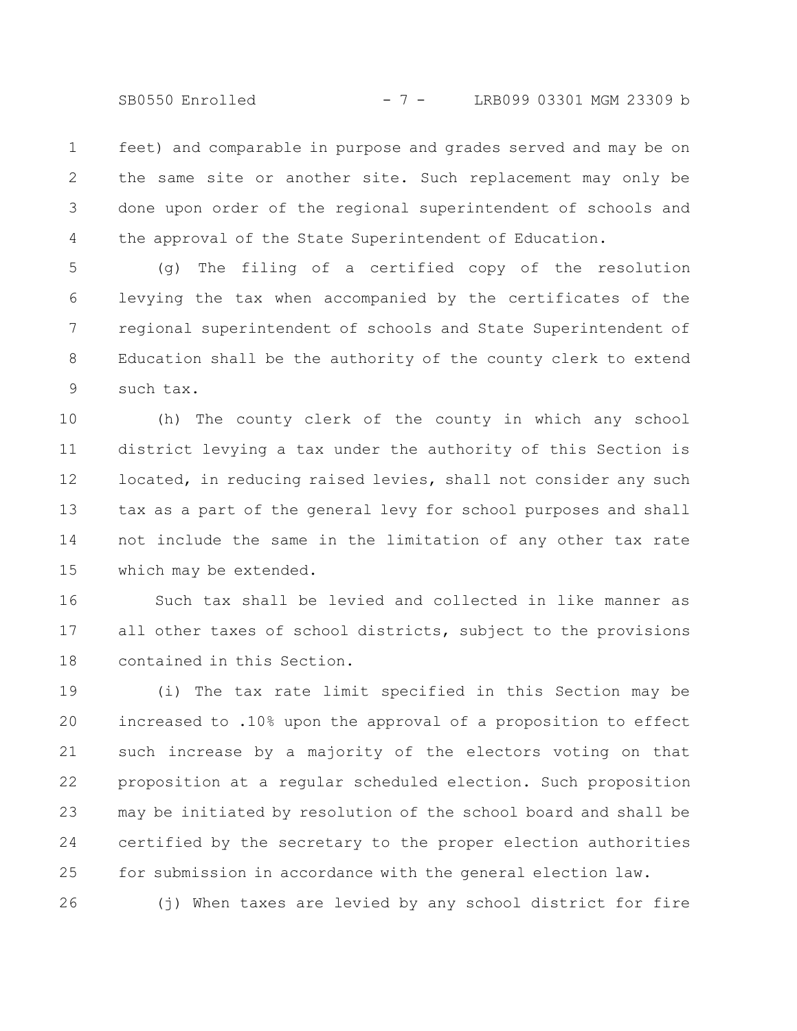feet) and comparable in purpose and grades served and may be on the same site or another site. Such replacement may only be done upon order of the regional superintendent of schools and the approval of the State Superintendent of Education.

(g) The filing of a certified copy of the resolution levying the tax when accompanied by the certificates of the regional superintendent of schools and State Superintendent of Education shall be the authority of the county clerk to extend such tax.

(h) The county clerk of the county in which any school district levying a tax under the authority of this Section is located, in reducing raised levies, shall not consider any such tax as a part of the general levy for school purposes and shall not include the same in the limitation of any other tax rate which may be extended.

Such tax shall be levied and collected in like manner as all other taxes of school districts, subject to the provisions contained in this Section.

(i) The tax rate limit specified in this Section may be increased to .10% upon the approval of a proposition to effect such increase by a majority of the electors voting on that proposition at a regular scheduled election. Such proposition may be initiated by resolution of the school board and shall be certified by the secretary to the proper election authorities for submission in accordance with the general election law.

(j) When taxes are levied by any school district for fire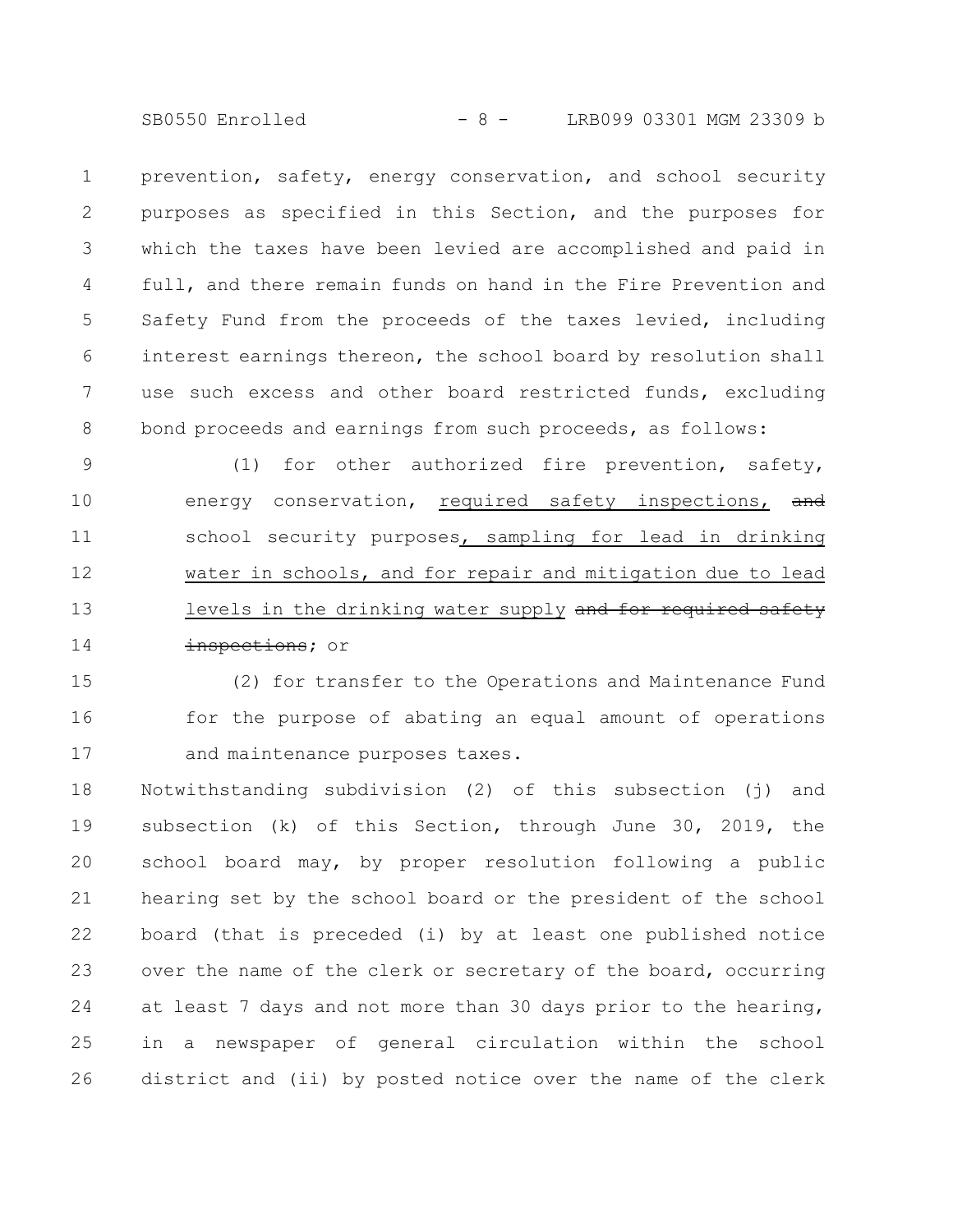prevention, safety, energy conservation, and school security purposes as specified in this Section, and the purposes for which the taxes have been levied are accomplished and paid in full, and there remain funds on hand in the Fire Prevention and Safety Fund from the proceeds of the taxes levied, including interest earnings thereon, the school board by resolution shall use such excess and other board restricted funds, excluding bond proceeds and earnings from such proceeds, as follows:

(1) for other authorized fire prevention, safety, energy conservation, <u>required safety inspections,</u> ~~and~~ school security purposes<u>, sampling for lead in drinking water in schools, and for repair and mitigation due to lead levels in the drinking water supply</u> ~~and for required safety inspections~~; or

(2) for transfer to the Operations and Maintenance Fund for the purpose of abating an equal amount of operations and maintenance purposes taxes.

Notwithstanding subdivision (2) of this subsection (j) and subsection (k) of this Section, through June 30, 2019, the school board may, by proper resolution following a public hearing set by the school board or the president of the school board (that is preceded (i) by at least one published notice over the name of the clerk or secretary of the board, occurring at least 7 days and not more than 30 days prior to the hearing, in a newspaper of general circulation within the school district and (ii) by posted notice over the name of the clerk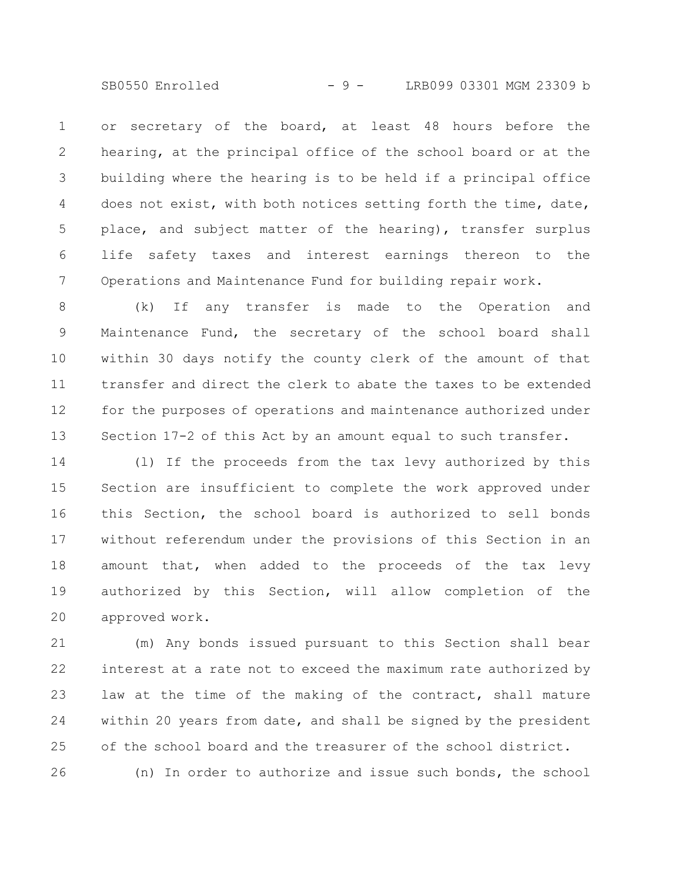or secretary of the board, at least 48 hours before the hearing, at the principal office of the school board or at the building where the hearing is to be held if a principal office does not exist, with both notices setting forth the time, date, place, and subject matter of the hearing), transfer surplus life safety taxes and interest earnings thereon to the Operations and Maintenance Fund for building repair work.

(k) If any transfer is made to the Operation and Maintenance Fund, the secretary of the school board shall within 30 days notify the county clerk of the amount of that transfer and direct the clerk to abate the taxes to be extended for the purposes of operations and maintenance authorized under Section 17-2 of this Act by an amount equal to such transfer.

(l) If the proceeds from the tax levy authorized by this Section are insufficient to complete the work approved under this Section, the school board is authorized to sell bonds without referendum under the provisions of this Section in an amount that, when added to the proceeds of the tax levy authorized by this Section, will allow completion of the approved work.

(m) Any bonds issued pursuant to this Section shall bear interest at a rate not to exceed the maximum rate authorized by law at the time of the making of the contract, shall mature within 20 years from date, and shall be signed by the president of the school board and the treasurer of the school district.

(n) In order to authorize and issue such bonds, the school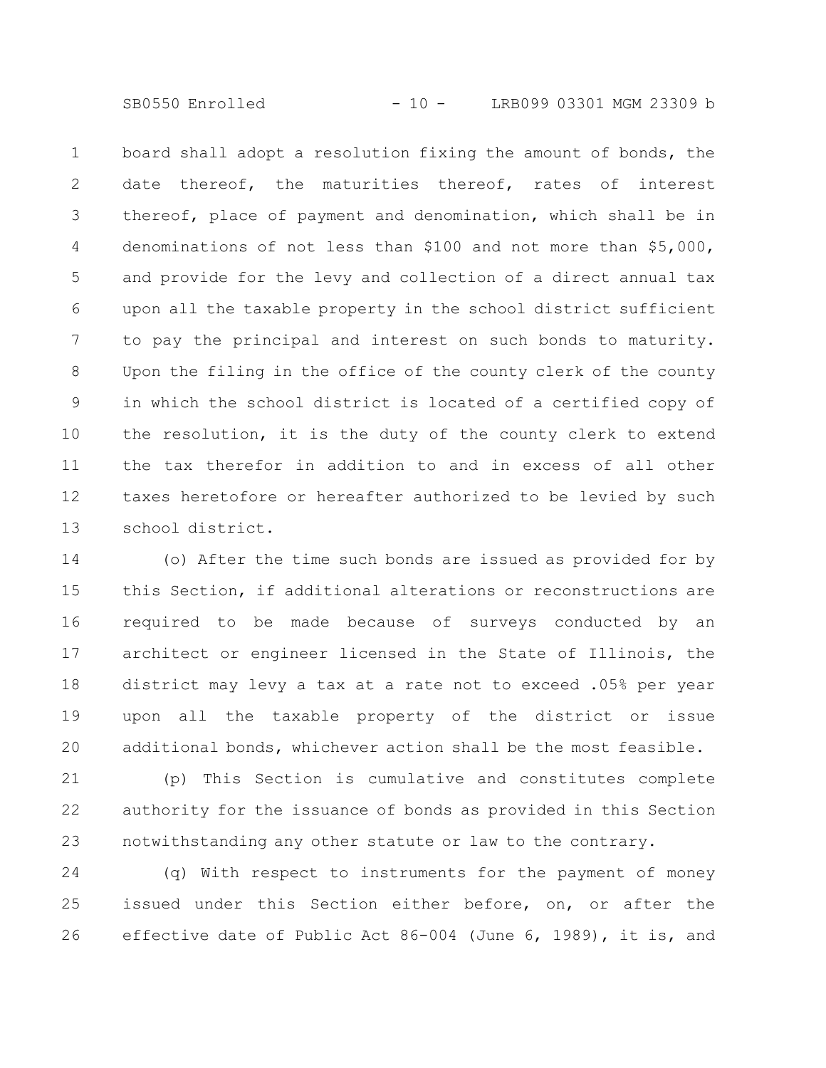board shall adopt a resolution fixing the amount of bonds, the date thereof, the maturities thereof, rates of interest thereof, place of payment and denomination, which shall be in denominations of not less than $100 and not more than $5,000, and provide for the levy and collection of a direct annual tax upon all the taxable property in the school district sufficient to pay the principal and interest on such bonds to maturity. Upon the filing in the office of the county clerk of the county in which the school district is located of a certified copy of the resolution, it is the duty of the county clerk to extend the tax therefor in addition to and in excess of all other taxes heretofore or hereafter authorized to be levied by such school district.

(o) After the time such bonds are issued as provided for by this Section, if additional alterations or reconstructions are required to be made because of surveys conducted by an architect or engineer licensed in the State of Illinois, the district may levy a tax at a rate not to exceed .05% per year upon all the taxable property of the district or issue additional bonds, whichever action shall be the most feasible.

(p) This Section is cumulative and constitutes complete authority for the issuance of bonds as provided in this Section notwithstanding any other statute or law to the contrary.

(q) With respect to instruments for the payment of money issued under this Section either before, on, or after the effective date of Public Act 86-004 (June 6, 1989), it is, and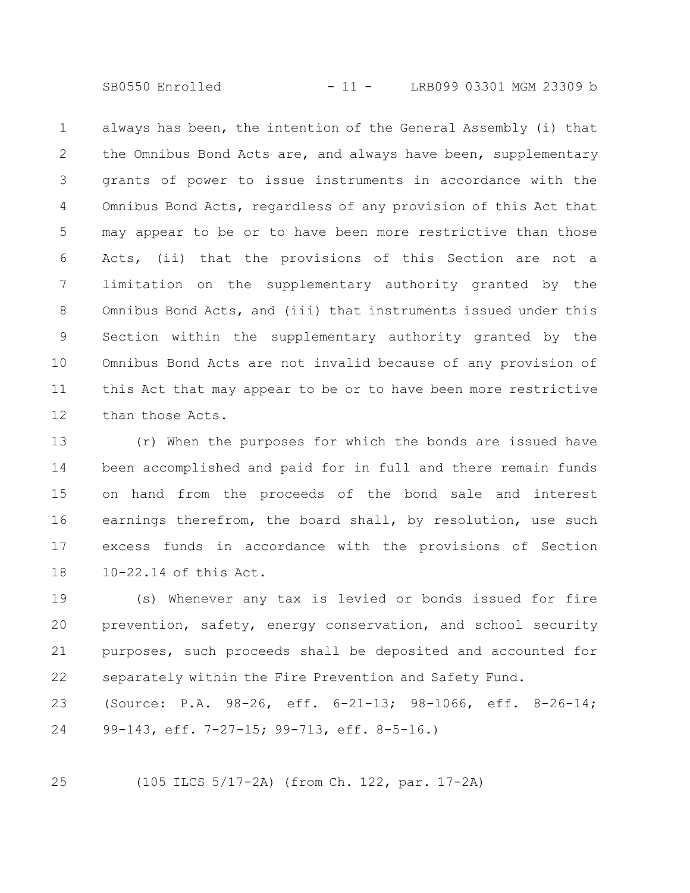always has been, the intention of the General Assembly (i) that the Omnibus Bond Acts are, and always have been, supplementary grants of power to issue instruments in accordance with the Omnibus Bond Acts, regardless of any provision of this Act that may appear to be or to have been more restrictive than those Acts, (ii) that the provisions of this Section are not a limitation on the supplementary authority granted by the Omnibus Bond Acts, and (iii) that instruments issued under this Section within the supplementary authority granted by the Omnibus Bond Acts are not invalid because of any provision of this Act that may appear to be or to have been more restrictive than those Acts.

(r) When the purposes for which the bonds are issued have been accomplished and paid for in full and there remain funds on hand from the proceeds of the bond sale and interest earnings therefrom, the board shall, by resolution, use such excess funds in accordance with the provisions of Section 10-22.14 of this Act.

(s) Whenever any tax is levied or bonds issued for fire prevention, safety, energy conservation, and school security purposes, such proceeds shall be deposited and accounted for separately within the Fire Prevention and Safety Fund.

(Source: P.A. 98-26, eff. 6-21-13; 98-1066, eff. 8-26-14; 99-143, eff. 7-27-15; 99-713, eff. 8-5-16.)

(105 ILCS 5/17-2A) (from Ch. 122, par. 17-2A)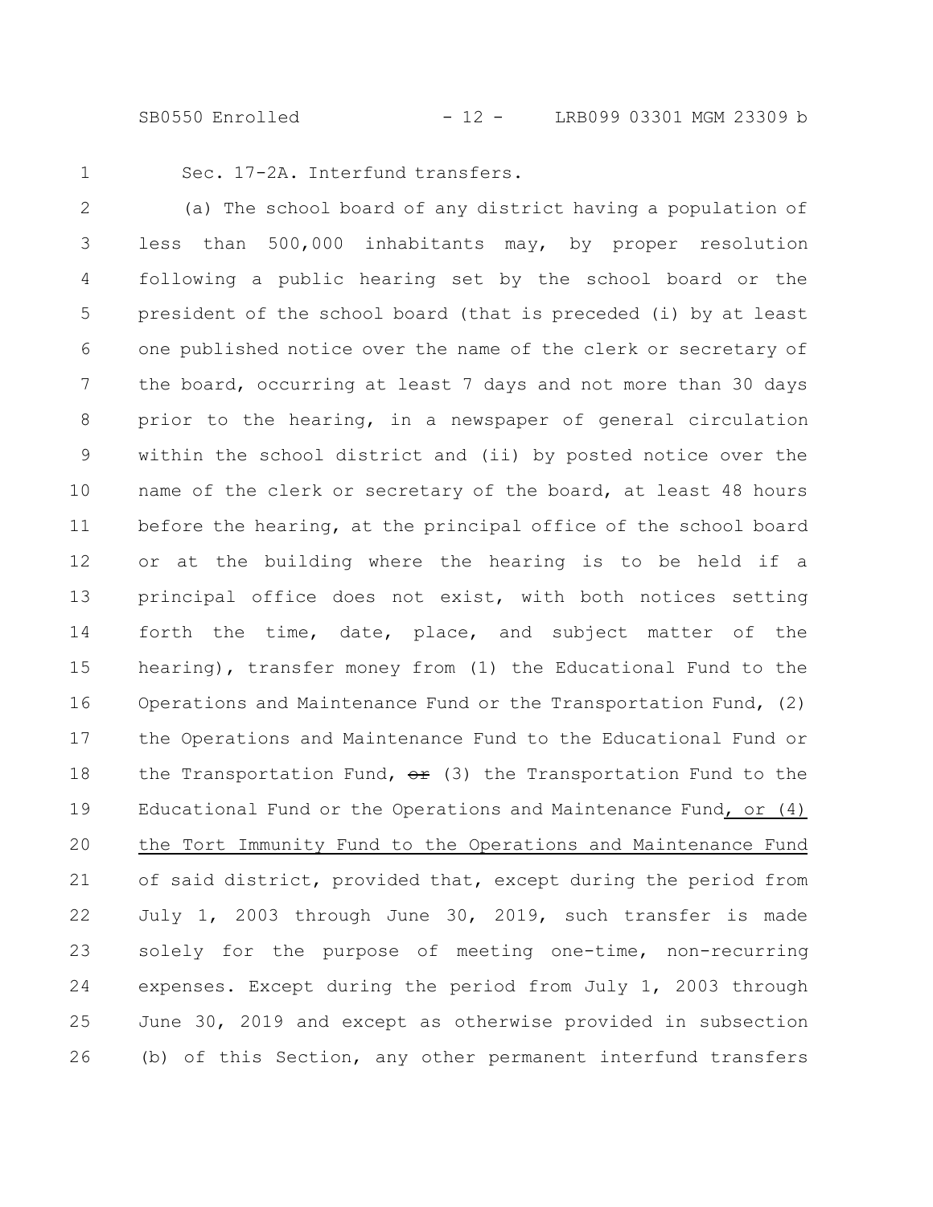Sec. 17-2A. Interfund transfers.

(a) The school board of any district having a population of less than 500,000 inhabitants may, by proper resolution following a public hearing set by the school board or the president of the school board (that is preceded (i) by at least one published notice over the name of the clerk or secretary of the board, occurring at least 7 days and not more than 30 days prior to the hearing, in a newspaper of general circulation within the school district and (ii) by posted notice over the name of the clerk or secretary of the board, at least 48 hours before the hearing, at the principal office of the school board or at the building where the hearing is to be held if a principal office does not exist, with both notices setting forth the time, date, place, and subject matter of the hearing), transfer money from (1) the Educational Fund to the Operations and Maintenance Fund or the Transportation Fund, (2) the Operations and Maintenance Fund to the Educational Fund or the Transportation Fund, ~~or~~ (3) the Transportation Fund to the Educational Fund or the Operations and Maintenance Fund, or (4) the Tort Immunity Fund to the Operations and Maintenance Fund of said district, provided that, except during the period from July 1, 2003 through June 30, 2019, such transfer is made solely for the purpose of meeting one-time, non-recurring expenses. Except during the period from July 1, 2003 through June 30, 2019 and except as otherwise provided in subsection (b) of this Section, any other permanent interfund transfers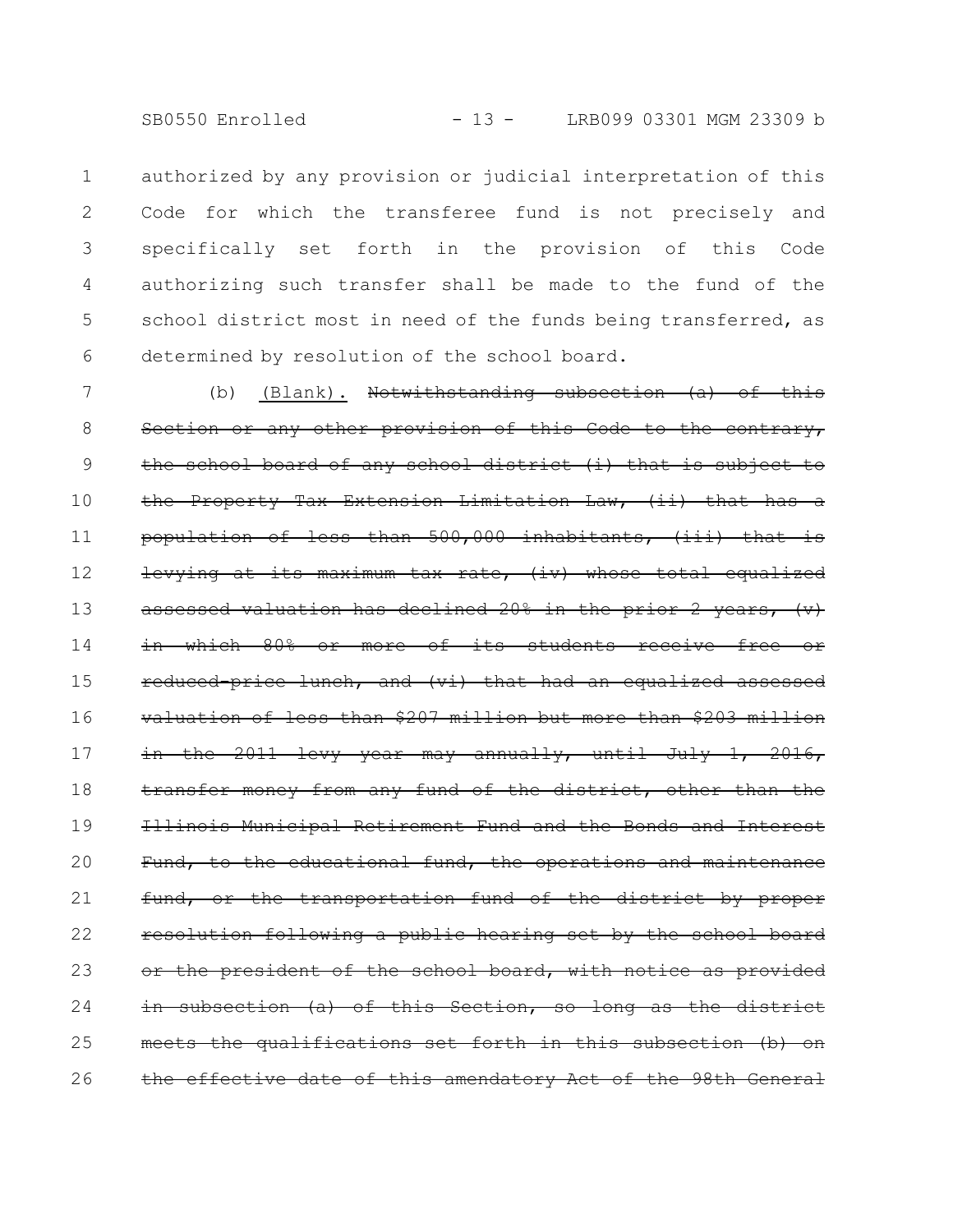authorized by any provision or judicial interpretation of this Code for which the transferee fund is not precisely and specifically set forth in the provision of this Code authorizing such transfer shall be made to the fund of the school district most in need of the funds being transferred, as determined by resolution of the school board.

(b) <u>(Blank).</u> ~~Notwithstanding subsection (a) of this Section or any other provision of this Code to the contrary, the school board of any school district (i) that is subject to the Property Tax Extension Limitation Law, (ii) that has a population of less than 500,000 inhabitants, (iii) that is levying at its maximum tax rate, (iv) whose total equalized assessed valuation has declined 20% in the prior 2 years, (v) in which 80% or more of its students receive free or reduced-price lunch, and (vi) that had an equalized assessed valuation of less than $207 million but more than $203 million in the 2011 levy year may annually, until July 1, 2016, transfer money from any fund of the district, other than the Illinois Municipal Retirement Fund and the Bonds and Interest Fund, to the educational fund, the operations and maintenance fund, or the transportation fund of the district by proper resolution following a public hearing set by the school board or the president of the school board, with notice as provided in subsection (a) of this Section, so long as the district meets the qualifications set forth in this subsection (b) on the effective date of this amendatory Act of the 98th General~~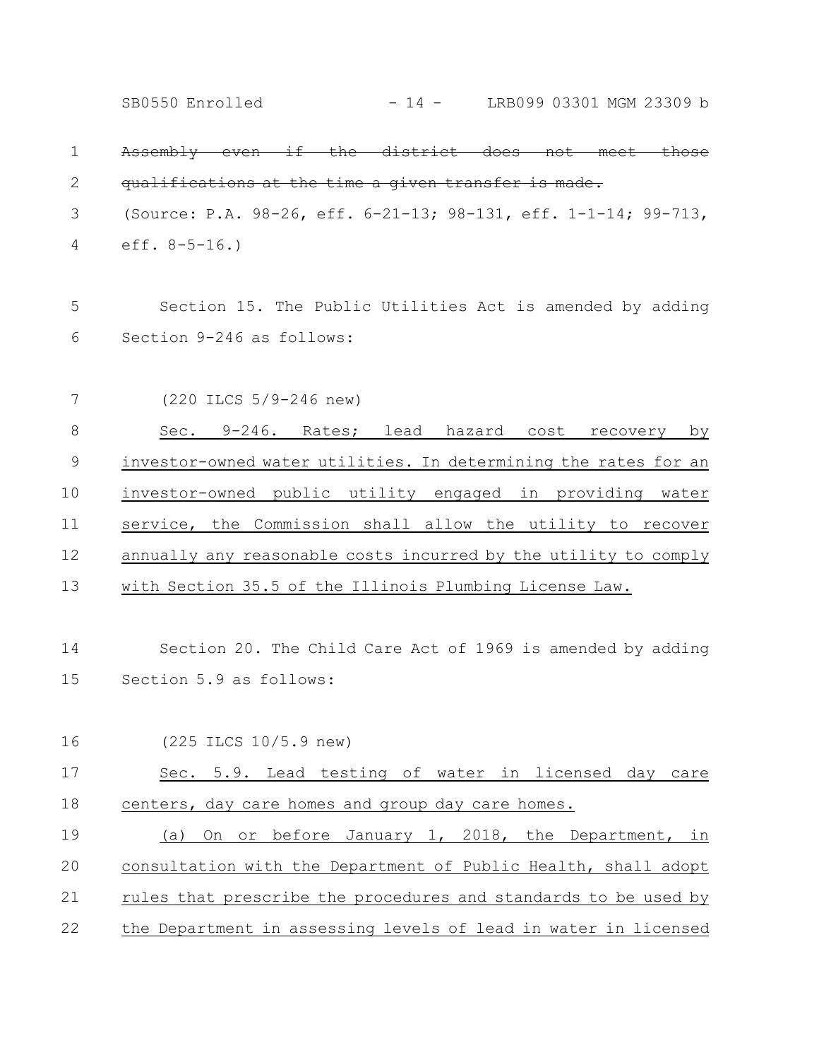~~Assembly even if the district does not meet those qualifications at the time a given transfer is made.~~

(Source: P.A. 98-26, eff. 6-21-13; 98-131, eff. 1-1-14; 99-713, eff. 8-5-16.)

Section 15. The Public Utilities Act is amended by adding Section 9-246 as follows:

(220 ILCS 5/9-246 new)

<u>Sec. 9-246. Rates; lead hazard cost recovery by investor-owned water utilities. In determining the rates for an investor-owned public utility engaged in providing water service, the Commission shall allow the utility to recover annually any reasonable costs incurred by the utility to comply with Section 35.5 of the Illinois Plumbing License Law.</u>

Section 20. The Child Care Act of 1969 is amended by adding Section 5.9 as follows:

(225 ILCS 10/5.9 new)

<u>Sec. 5.9. Lead testing of water in licensed day care centers, day care homes and group day care homes.</u>

<u>(a) On or before January 1, 2018, the Department, in consultation with the Department of Public Health, shall adopt rules that prescribe the procedures and standards to be used by the Department in assessing levels of lead in water in licensed</u>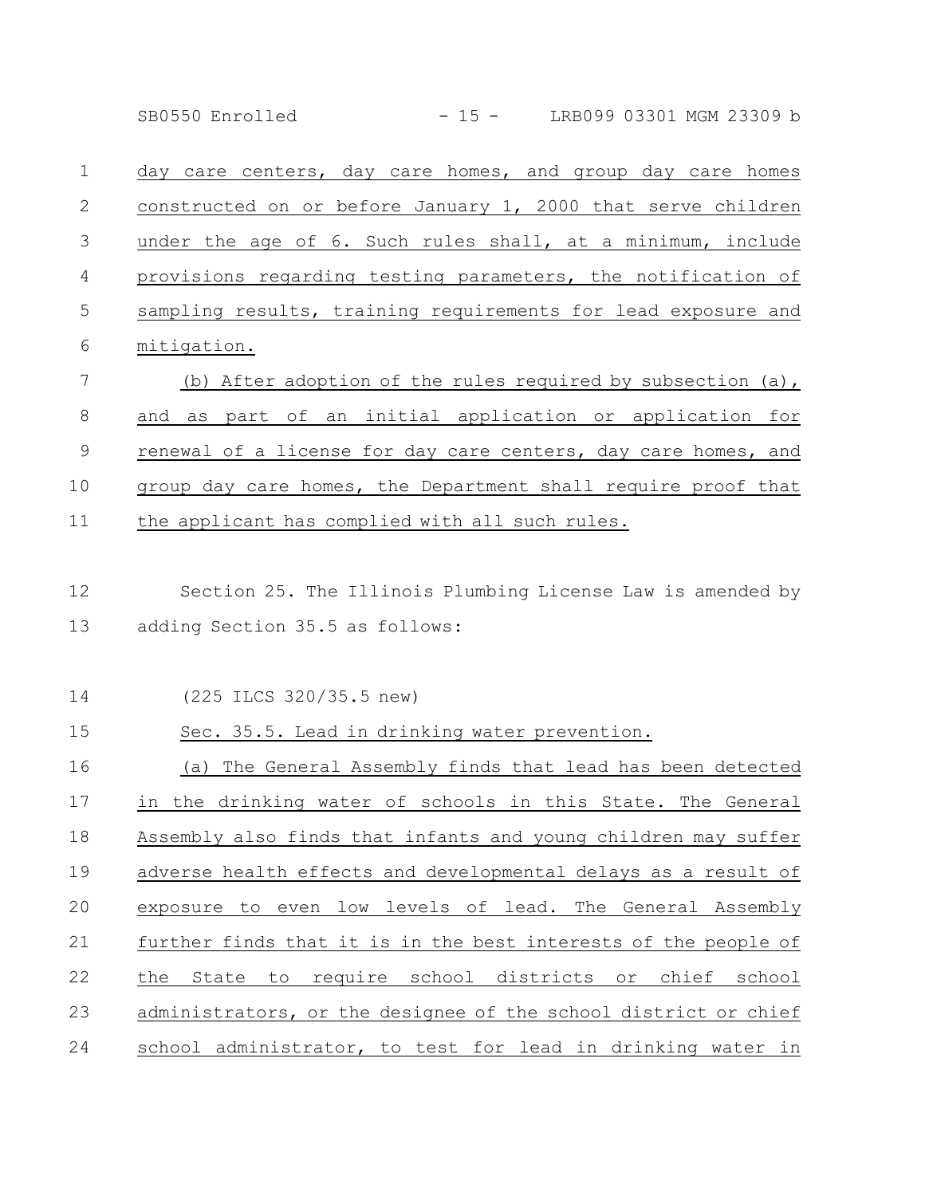day care centers, day care homes, and group day care homes constructed on or before January 1, 2000 that serve children under the age of 6. Such rules shall, at a minimum, include provisions regarding testing parameters, the notification of sampling results, training requirements for lead exposure and mitigation.

(b) After adoption of the rules required by subsection (a), and as part of an initial application or application for renewal of a license for day care centers, day care homes, and group day care homes, the Department shall require proof that the applicant has complied with all such rules.

Section 25. The Illinois Plumbing License Law is amended by adding Section 35.5 as follows:

(225 ILCS 320/35.5 new)

Sec. 35.5. Lead in drinking water prevention.

(a) The General Assembly finds that lead has been detected in the drinking water of schools in this State. The General Assembly also finds that infants and young children may suffer adverse health effects and developmental delays as a result of exposure to even low levels of lead. The General Assembly further finds that it is in the best interests of the people of the State to require school districts or chief school administrators, or the designee of the school district or chief school administrator, to test for lead in drinking water in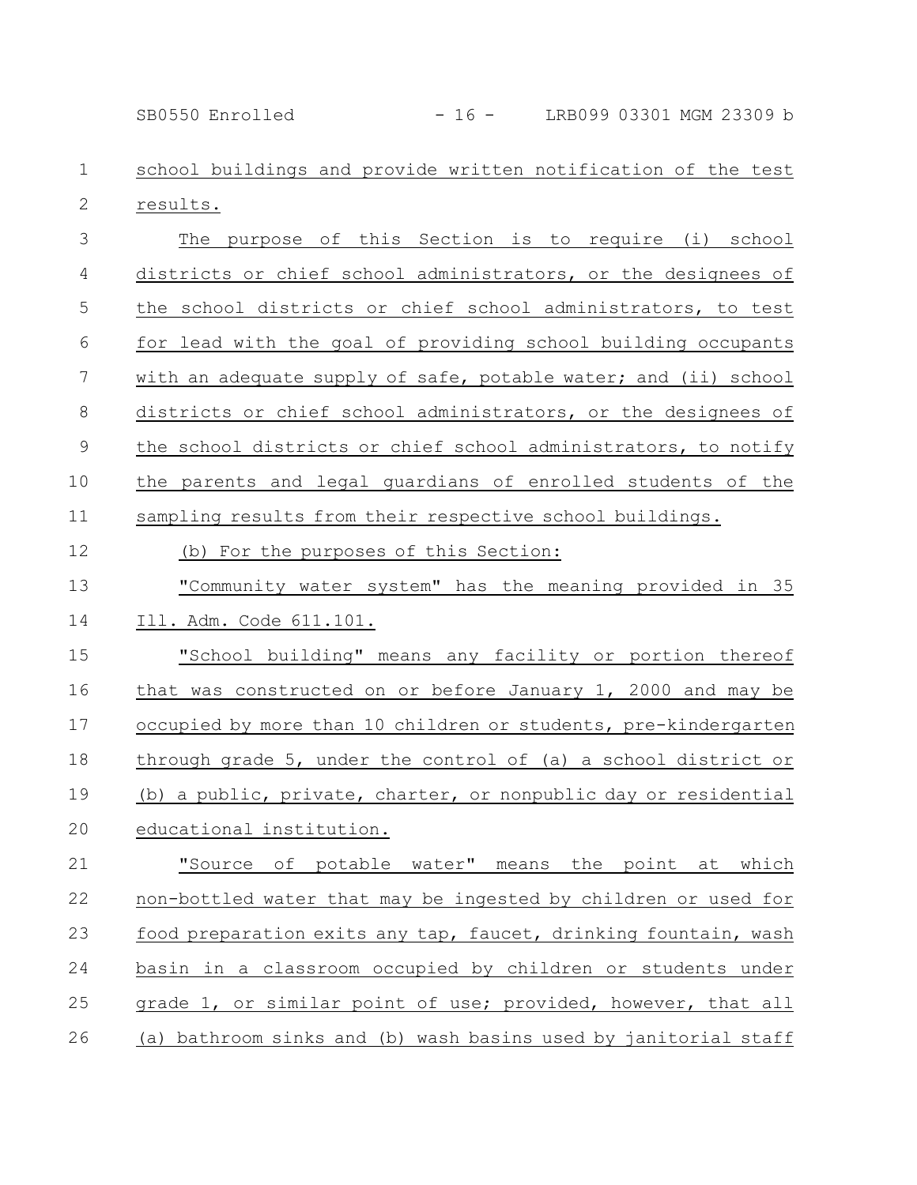school buildings and provide written notification of the test results.

The purpose of this Section is to require (i) school districts or chief school administrators, or the designees of the school districts or chief school administrators, to test for lead with the goal of providing school building occupants with an adequate supply of safe, potable water; and (ii) school districts or chief school administrators, or the designees of the school districts or chief school administrators, to notify the parents and legal guardians of enrolled students of the sampling results from their respective school buildings.

(b) For the purposes of this Section:

"Community water system" has the meaning provided in 35 Ill. Adm. Code 611.101.

"School building" means any facility or portion thereof that was constructed on or before January 1, 2000 and may be occupied by more than 10 children or students, pre-kindergarten through grade 5, under the control of (a) a school district or (b) a public, private, charter, or nonpublic day or residential educational institution.

"Source of potable water" means the point at which non-bottled water that may be ingested by children or used for food preparation exits any tap, faucet, drinking fountain, wash basin in a classroom occupied by children or students under grade 1, or similar point of use; provided, however, that all (a) bathroom sinks and (b) wash basins used by janitorial staff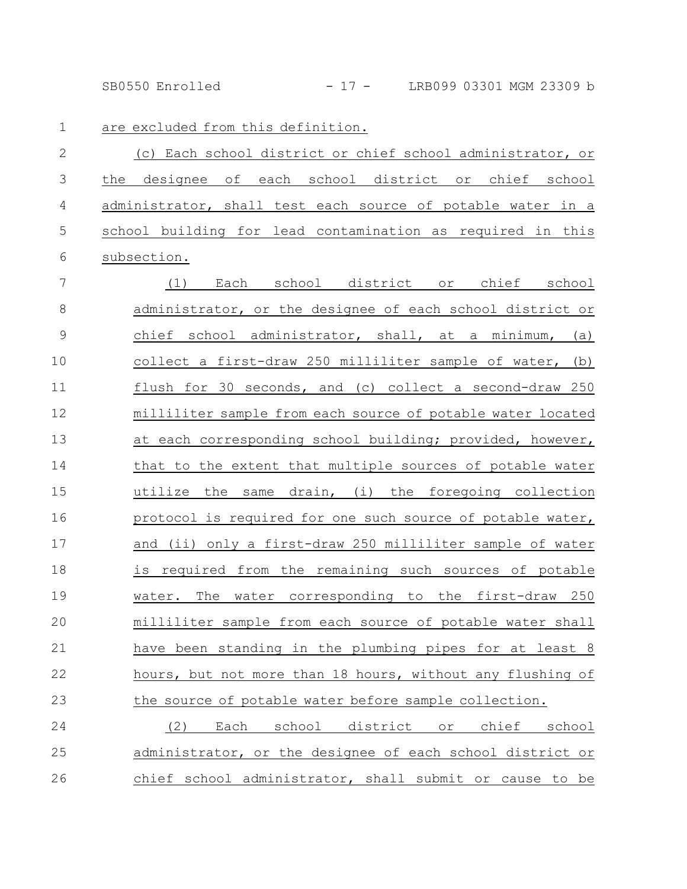are excluded from this definition.

(c) Each school district or chief school administrator, or the designee of each school district or chief school administrator, shall test each source of potable water in a school building for lead contamination as required in this subsection.

(1) Each school district or chief school administrator, or the designee of each school district or chief school administrator, shall, at a minimum, (a) collect a first-draw 250 milliliter sample of water, (b) flush for 30 seconds, and (c) collect a second-draw 250 milliliter sample from each source of potable water located at each corresponding school building; provided, however, that to the extent that multiple sources of potable water utilize the same drain, (i) the foregoing collection protocol is required for one such source of potable water, and (ii) only a first-draw 250 milliliter sample of water is required from the remaining such sources of potable water. The water corresponding to the first-draw 250 milliliter sample from each source of potable water shall have been standing in the plumbing pipes for at least 8 hours, but not more than 18 hours, without any flushing of the source of potable water before sample collection.

(2) Each school district or chief school administrator, or the designee of each school district or chief school administrator, shall submit or cause to be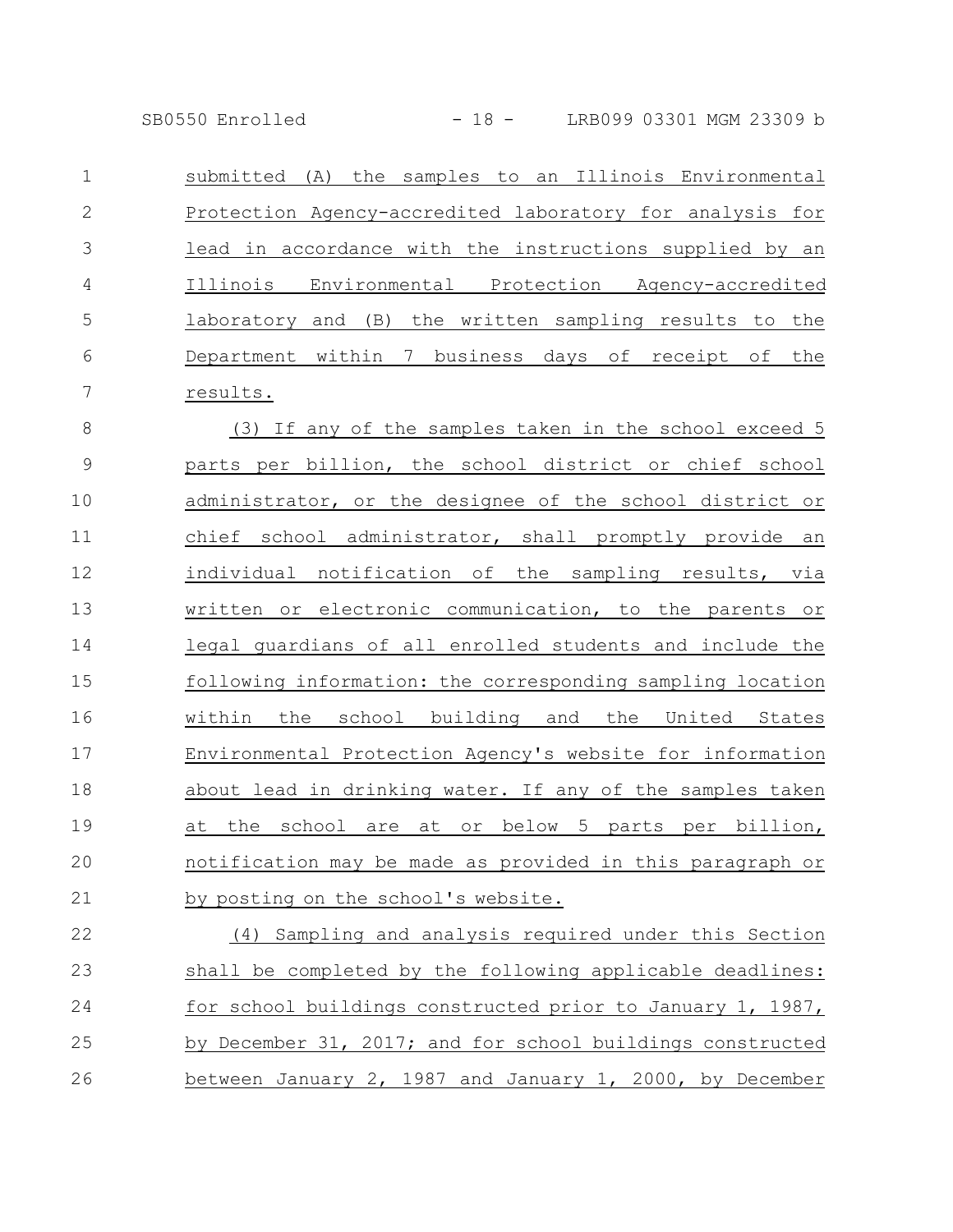submitted (A) the samples to an Illinois Environmental Protection Agency-accredited laboratory for analysis for lead in accordance with the instructions supplied by an Illinois Environmental Protection Agency-accredited laboratory and (B) the written sampling results to the Department within 7 business days of receipt of the results.

(3) If any of the samples taken in the school exceed 5 parts per billion, the school district or chief school administrator, or the designee of the school district or chief school administrator, shall promptly provide an individual notification of the sampling results, via written or electronic communication, to the parents or legal guardians of all enrolled students and include the following information: the corresponding sampling location within the school building and the United States Environmental Protection Agency's website for information about lead in drinking water. If any of the samples taken at the school are at or below 5 parts per billion, notification may be made as provided in this paragraph or by posting on the school's website.

(4) Sampling and analysis required under this Section shall be completed by the following applicable deadlines: for school buildings constructed prior to January 1, 1987, by December 31, 2017; and for school buildings constructed between January 2, 1987 and January 1, 2000, by December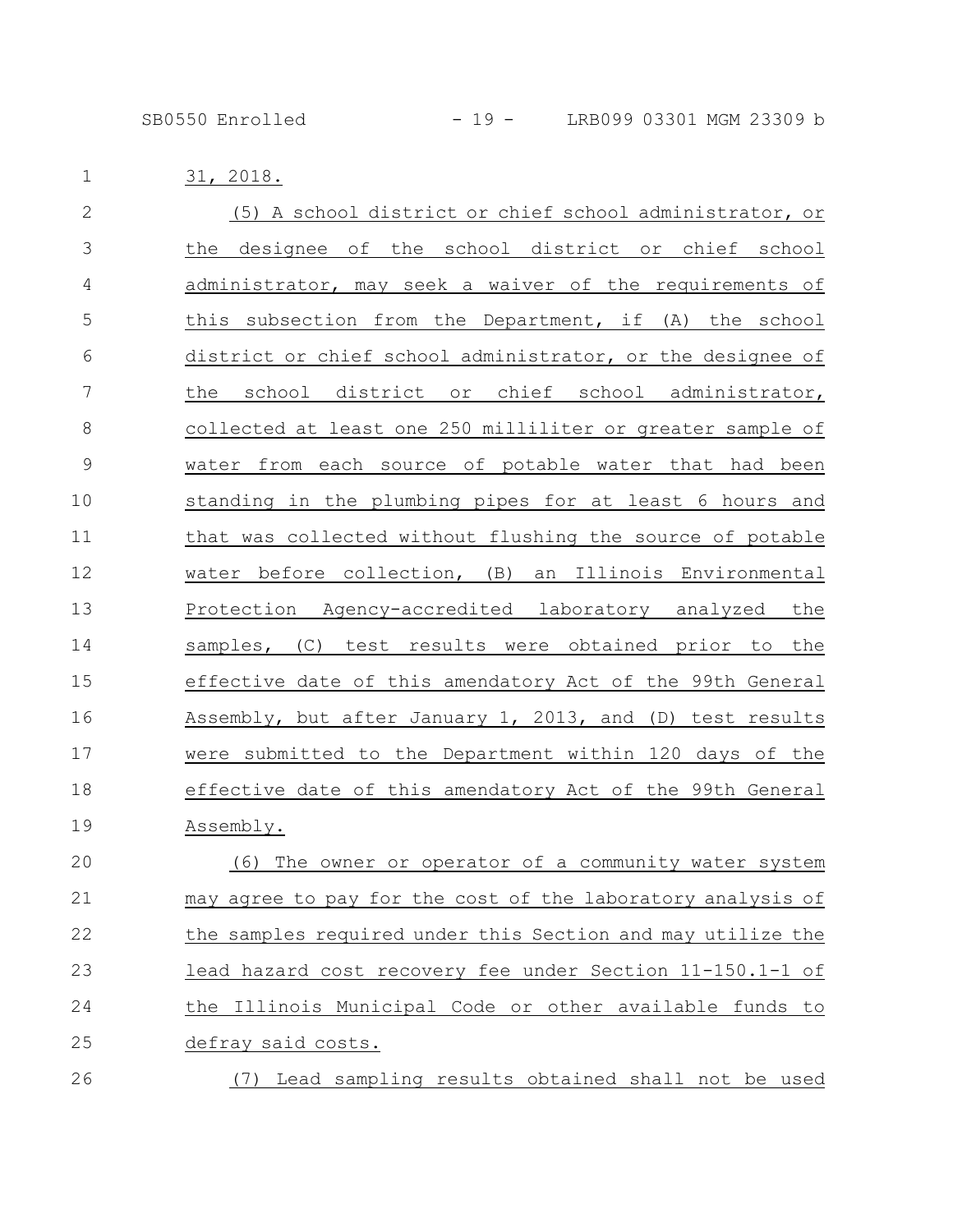31, 2018.

(5) A school district or chief school administrator, or the designee of the school district or chief school administrator, may seek a waiver of the requirements of this subsection from the Department, if (A) the school district or chief school administrator, or the designee of the school district or chief school administrator, collected at least one 250 milliliter or greater sample of water from each source of potable water that had been standing in the plumbing pipes for at least 6 hours and that was collected without flushing the source of potable water before collection, (B) an Illinois Environmental Protection Agency-accredited laboratory analyzed the samples, (C) test results were obtained prior to the effective date of this amendatory Act of the 99th General Assembly, but after January 1, 2013, and (D) test results were submitted to the Department within 120 days of the effective date of this amendatory Act of the 99th General Assembly.

(6) The owner or operator of a community water system may agree to pay for the cost of the laboratory analysis of the samples required under this Section and may utilize the lead hazard cost recovery fee under Section 11-150.1-1 of the Illinois Municipal Code or other available funds to defray said costs.

(7) Lead sampling results obtained shall not be used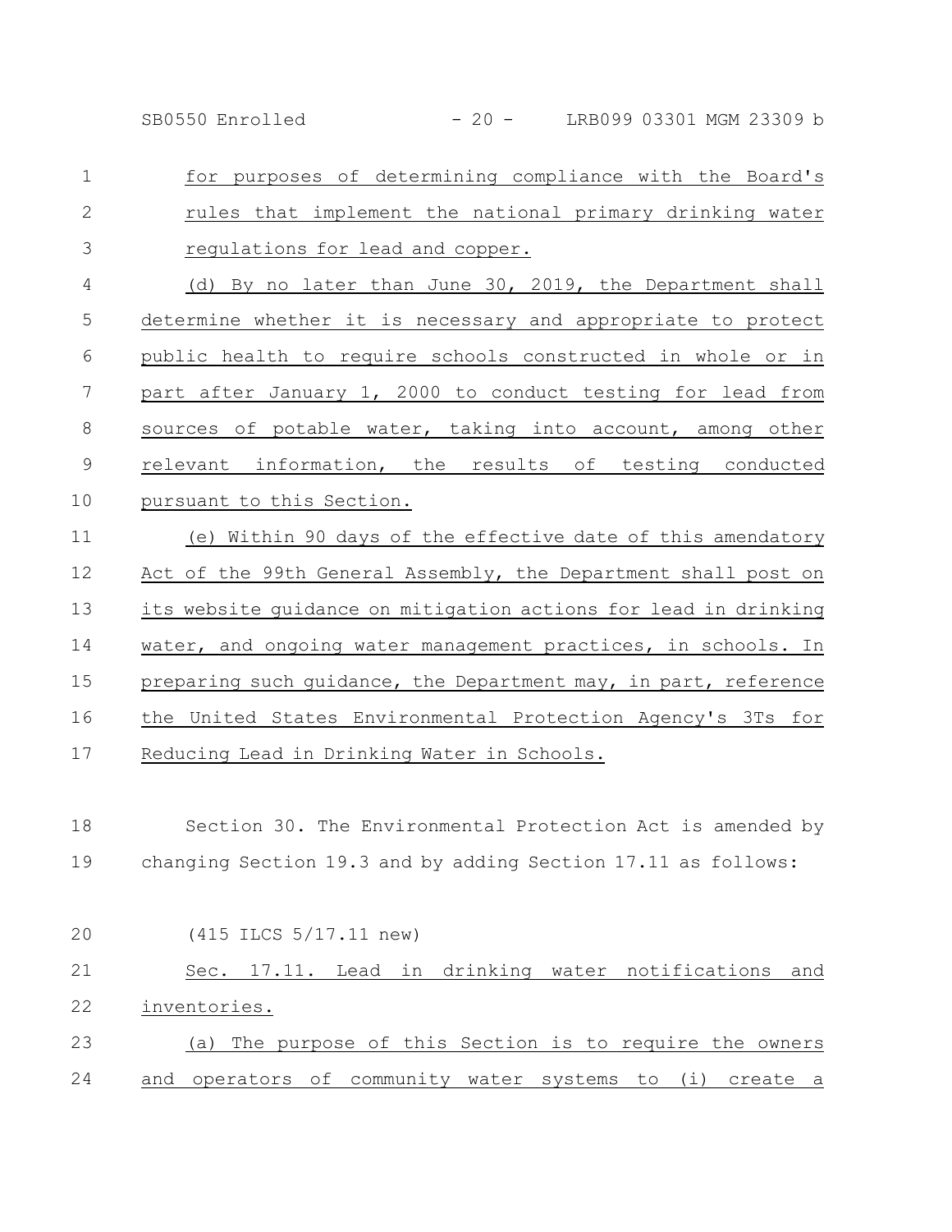for purposes of determining compliance with the Board's rules that implement the national primary drinking water regulations for lead and copper.

(d) By no later than June 30, 2019, the Department shall determine whether it is necessary and appropriate to protect public health to require schools constructed in whole or in part after January 1, 2000 to conduct testing for lead from sources of potable water, taking into account, among other relevant information, the results of testing conducted pursuant to this Section.

(e) Within 90 days of the effective date of this amendatory Act of the 99th General Assembly, the Department shall post on its website guidance on mitigation actions for lead in drinking water, and ongoing water management practices, in schools. In preparing such guidance, the Department may, in part, reference the United States Environmental Protection Agency's 3Ts for Reducing Lead in Drinking Water in Schools.

Section 30. The Environmental Protection Act is amended by changing Section 19.3 and by adding Section 17.11 as follows:

(415 ILCS 5/17.11 new)

Sec. 17.11. Lead in drinking water notifications and inventories.

(a) The purpose of this Section is to require the owners and operators of community water systems to (i) create a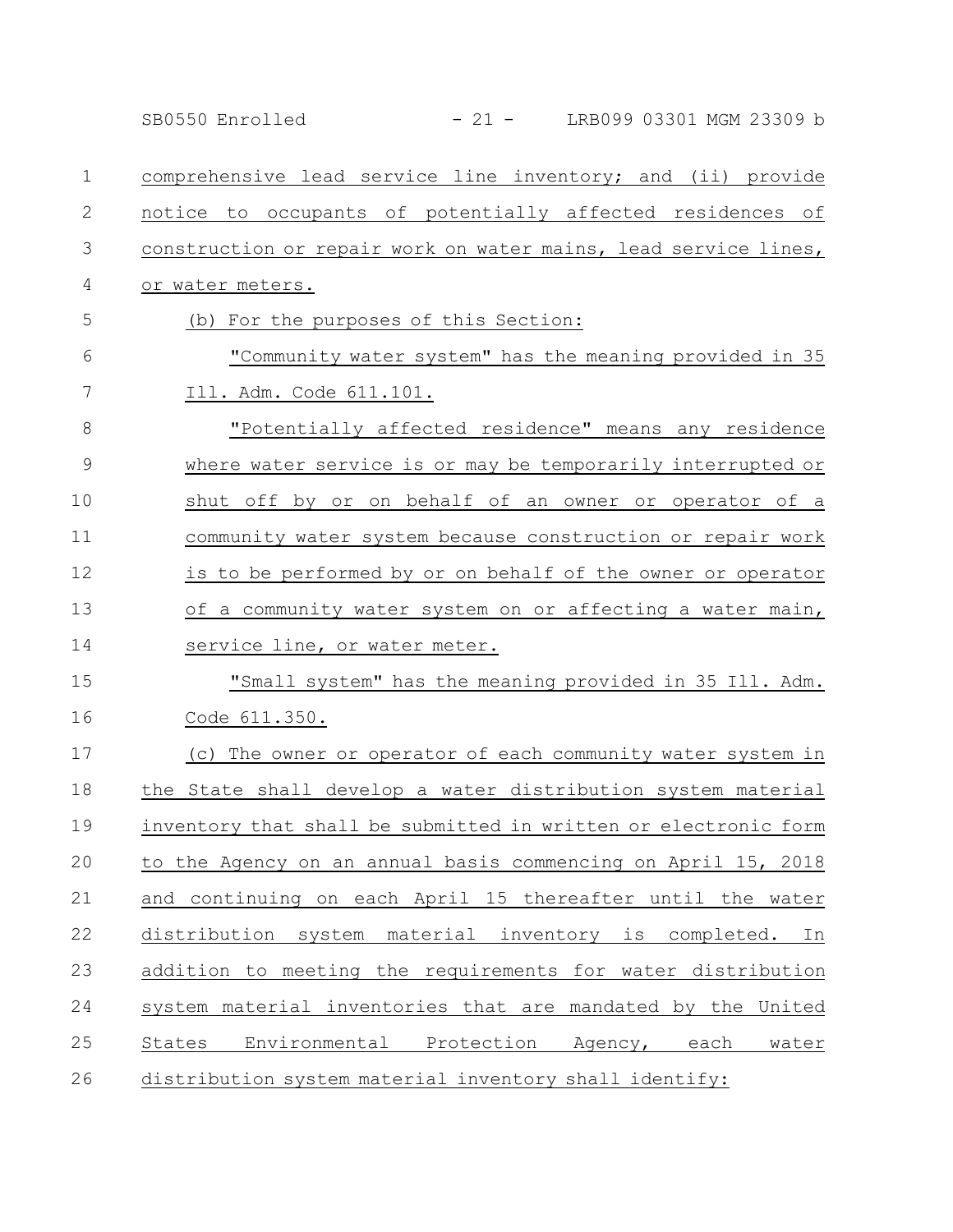comprehensive lead service line inventory; and (ii) provide notice to occupants of potentially affected residences of construction or repair work on water mains, lead service lines, or water meters.

(b) For the purposes of this Section:

"Community water system" has the meaning provided in 35 Ill. Adm. Code 611.101.

"Potentially affected residence" means any residence where water service is or may be temporarily interrupted or shut off by or on behalf of an owner or operator of a community water system because construction or repair work is to be performed by or on behalf of the owner or operator of a community water system on or affecting a water main, service line, or water meter.

"Small system" has the meaning provided in 35 Ill. Adm. Code 611.350.

(c) The owner or operator of each community water system in the State shall develop a water distribution system material inventory that shall be submitted in written or electronic form to the Agency on an annual basis commencing on April 15, 2018 and continuing on each April 15 thereafter until the water distribution system material inventory is completed. In addition to meeting the requirements for water distribution system material inventories that are mandated by the United States Environmental Protection Agency, each water distribution system material inventory shall identify: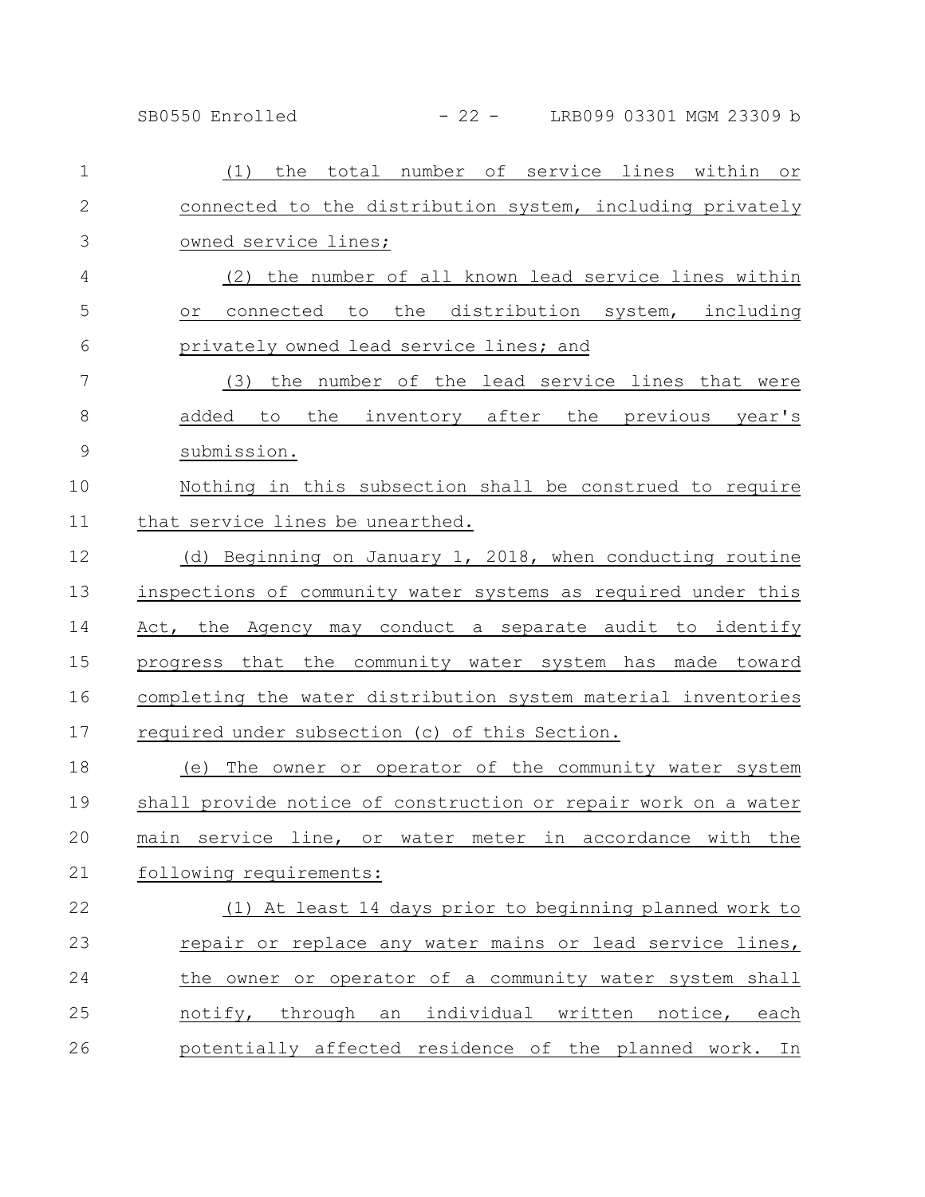(1) the total number of service lines within or connected to the distribution system, including privately owned service lines;

(2) the number of all known lead service lines within or connected to the distribution system, including privately owned lead service lines; and

(3) the number of the lead service lines that were added to the inventory after the previous year's submission.

Nothing in this subsection shall be construed to require that service lines be unearthed.

(d) Beginning on January 1, 2018, when conducting routine inspections of community water systems as required under this Act, the Agency may conduct a separate audit to identify progress that the community water system has made toward completing the water distribution system material inventories required under subsection (c) of this Section.

(e) The owner or operator of the community water system shall provide notice of construction or repair work on a water main service line, or water meter in accordance with the following requirements:

(1) At least 14 days prior to beginning planned work to repair or replace any water mains or lead service lines, the owner or operator of a community water system shall notify, through an individual written notice, each potentially affected residence of the planned work. In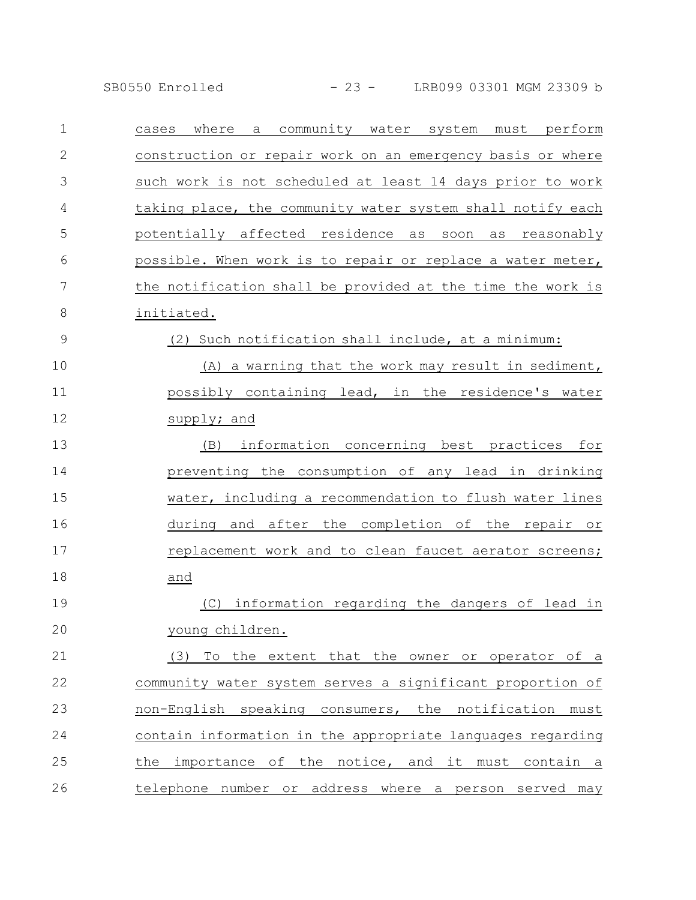cases where a community water system must perform construction or repair work on an emergency basis or where such work is not scheduled at least 14 days prior to work taking place, the community water system shall notify each potentially affected residence as soon as reasonably possible. When work is to repair or replace a water meter, the notification shall be provided at the time the work is initiated.

(2) Such notification shall include, at a minimum:

(A) a warning that the work may result in sediment, possibly containing lead, in the residence's water supply; and

(B) information concerning best practices for preventing the consumption of any lead in drinking water, including a recommendation to flush water lines during and after the completion of the repair or replacement work and to clean faucet aerator screens; and

(C) information regarding the dangers of lead in young children.

(3) To the extent that the owner or operator of a community water system serves a significant proportion of non-English speaking consumers, the notification must contain information in the appropriate languages regarding the importance of the notice, and it must contain a telephone number or address where a person served may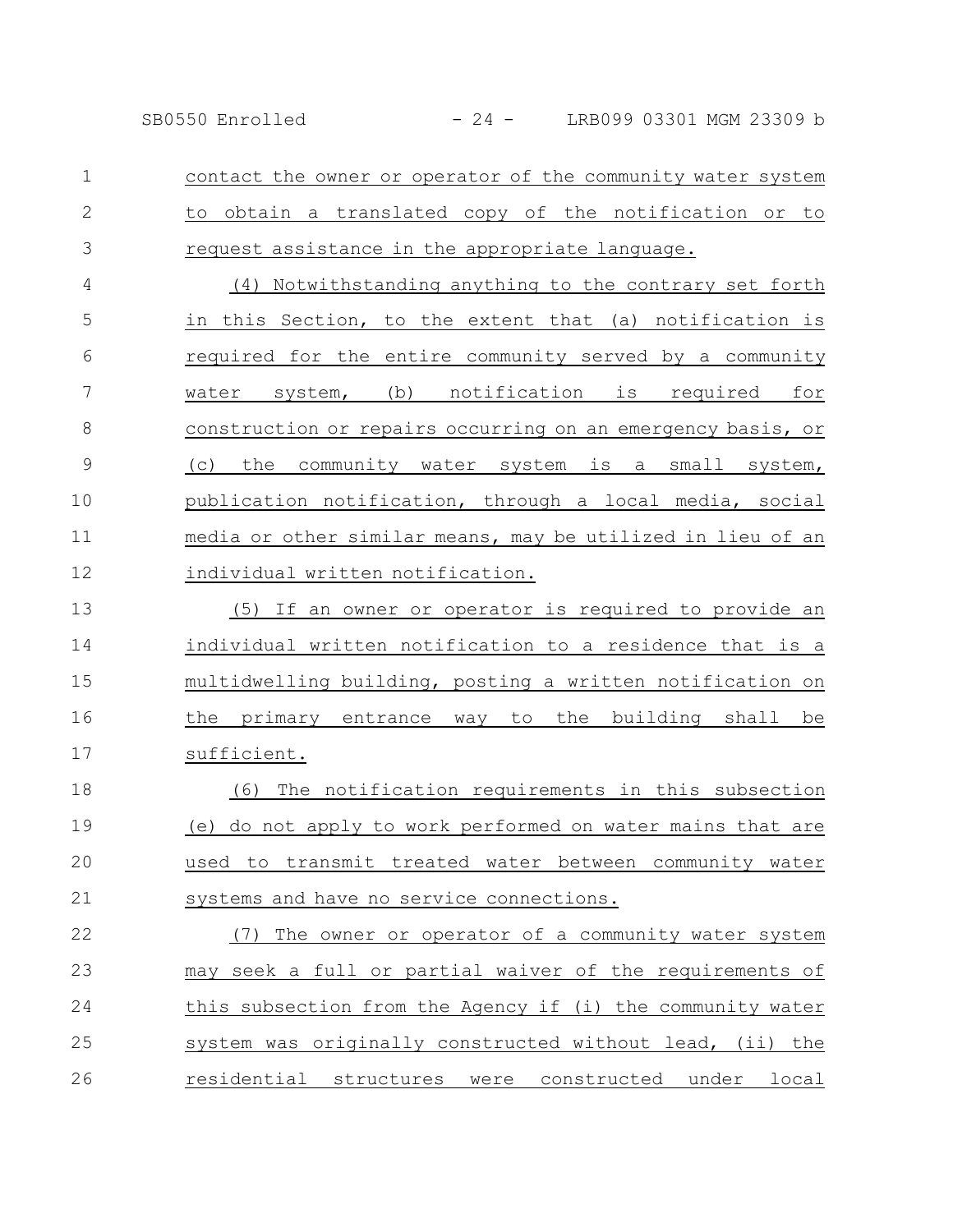contact the owner or operator of the community water system to obtain a translated copy of the notification or to request assistance in the appropriate language.

(4) Notwithstanding anything to the contrary set forth in this Section, to the extent that (a) notification is required for the entire community served by a community water system, (b) notification is required for construction or repairs occurring on an emergency basis, or (c) the community water system is a small system, publication notification, through a local media, social media or other similar means, may be utilized in lieu of an individual written notification.

(5) If an owner or operator is required to provide an individual written notification to a residence that is a multidwelling building, posting a written notification on the primary entrance way to the building shall be sufficient.

(6) The notification requirements in this subsection (e) do not apply to work performed on water mains that are used to transmit treated water between community water systems and have no service connections.

(7) The owner or operator of a community water system may seek a full or partial waiver of the requirements of this subsection from the Agency if (i) the community water system was originally constructed without lead, (ii) the residential structures were constructed under local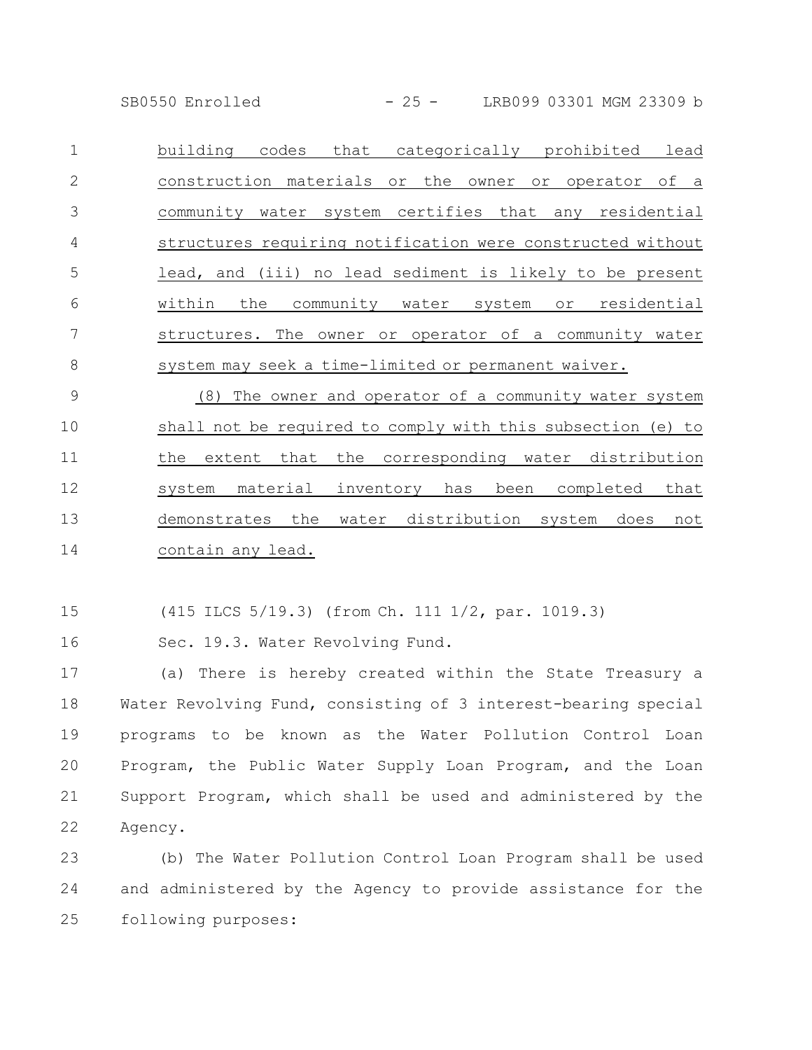building codes that categorically prohibited lead construction materials or the owner or operator of a community water system certifies that any residential structures requiring notification were constructed without lead, and (iii) no lead sediment is likely to be present within the community water system or residential structures. The owner or operator of a community water system may seek a time-limited or permanent waiver.

(8) The owner and operator of a community water system shall not be required to comply with this subsection (e) to the extent that the corresponding water distribution system material inventory has been completed that demonstrates the water distribution system does not contain any lead.

(415 ILCS 5/19.3) (from Ch. 111 1/2, par. 1019.3)

Sec. 19.3. Water Revolving Fund.

(a) There is hereby created within the State Treasury a Water Revolving Fund, consisting of 3 interest-bearing special programs to be known as the Water Pollution Control Loan Program, the Public Water Supply Loan Program, and the Loan Support Program, which shall be used and administered by the Agency.

(b) The Water Pollution Control Loan Program shall be used and administered by the Agency to provide assistance for the following purposes: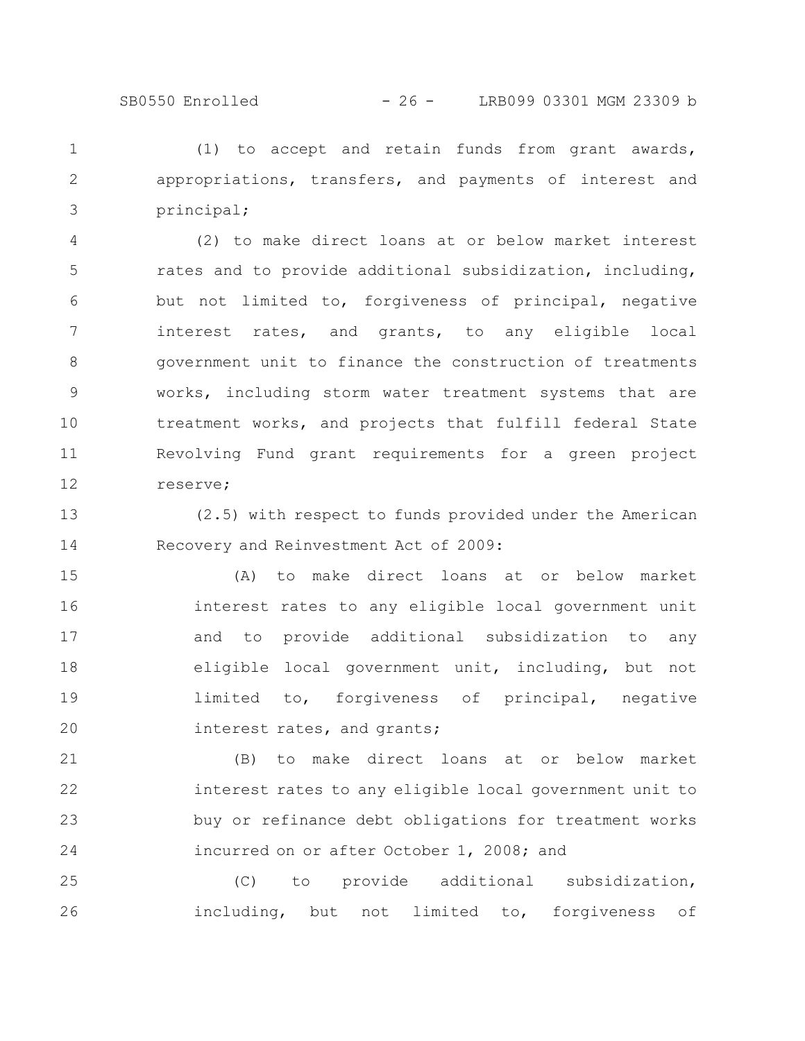(1) to accept and retain funds from grant awards, appropriations, transfers, and payments of interest and principal;

(2) to make direct loans at or below market interest rates and to provide additional subsidization, including, but not limited to, forgiveness of principal, negative interest rates, and grants, to any eligible local government unit to finance the construction of treatments works, including storm water treatment systems that are treatment works, and projects that fulfill federal State Revolving Fund grant requirements for a green project reserve;

(2.5) with respect to funds provided under the American Recovery and Reinvestment Act of 2009:

(A) to make direct loans at or below market interest rates to any eligible local government unit and to provide additional subsidization to any eligible local government unit, including, but not limited to, forgiveness of principal, negative interest rates, and grants;

(B) to make direct loans at or below market interest rates to any eligible local government unit to buy or refinance debt obligations for treatment works incurred on or after October 1, 2008; and

(C) to provide additional subsidization, including, but not limited to, forgiveness of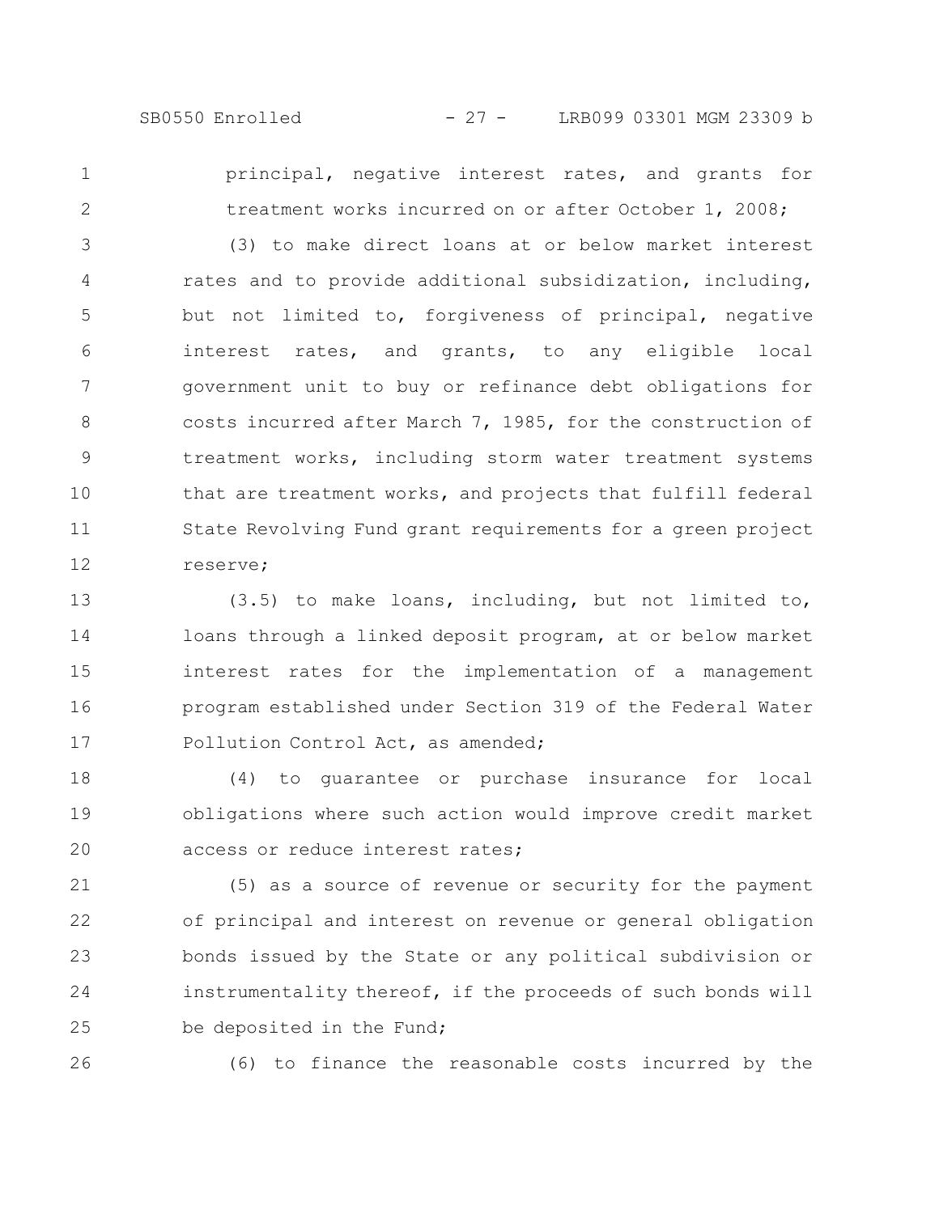principal, negative interest rates, and grants for treatment works incurred on or after October 1, 2008;

(3) to make direct loans at or below market interest rates and to provide additional subsidization, including, but not limited to, forgiveness of principal, negative interest rates, and grants, to any eligible local government unit to buy or refinance debt obligations for costs incurred after March 7, 1985, for the construction of treatment works, including storm water treatment systems that are treatment works, and projects that fulfill federal State Revolving Fund grant requirements for a green project reserve;

(3.5) to make loans, including, but not limited to, loans through a linked deposit program, at or below market interest rates for the implementation of a management program established under Section 319 of the Federal Water Pollution Control Act, as amended;

(4) to guarantee or purchase insurance for local obligations where such action would improve credit market access or reduce interest rates;

(5) as a source of revenue or security for the payment of principal and interest on revenue or general obligation bonds issued by the State or any political subdivision or instrumentality thereof, if the proceeds of such bonds will be deposited in the Fund;

(6) to finance the reasonable costs incurred by the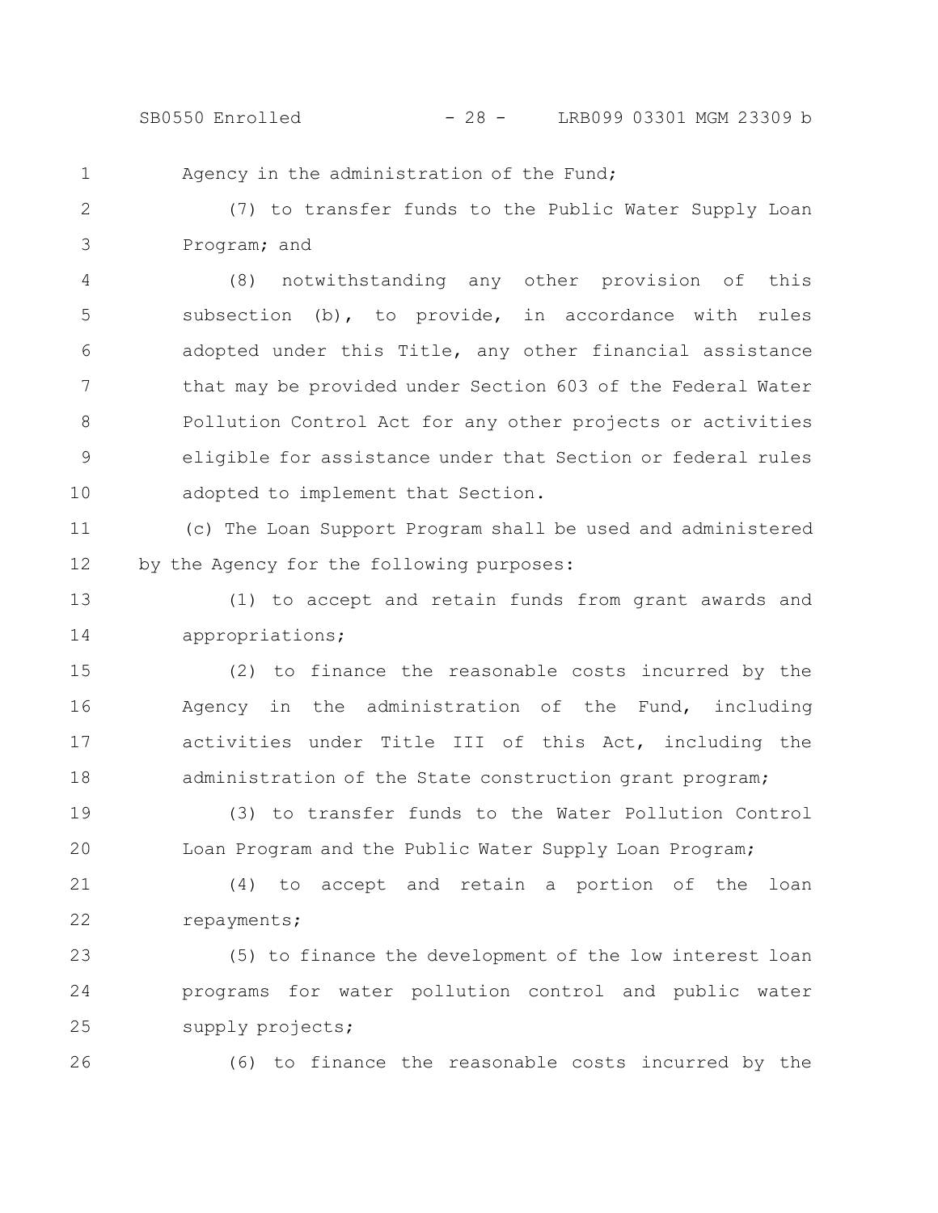Agency in the administration of the Fund;

(7) to transfer funds to the Public Water Supply Loan Program; and

(8) notwithstanding any other provision of this subsection (b), to provide, in accordance with rules adopted under this Title, any other financial assistance that may be provided under Section 603 of the Federal Water Pollution Control Act for any other projects or activities eligible for assistance under that Section or federal rules adopted to implement that Section.

(c) The Loan Support Program shall be used and administered by the Agency for the following purposes:

(1) to accept and retain funds from grant awards and appropriations;

(2) to finance the reasonable costs incurred by the Agency in the administration of the Fund, including activities under Title III of this Act, including the administration of the State construction grant program;

(3) to transfer funds to the Water Pollution Control Loan Program and the Public Water Supply Loan Program;

(4) to accept and retain a portion of the loan repayments;

(5) to finance the development of the low interest loan programs for water pollution control and public water supply projects;

(6) to finance the reasonable costs incurred by the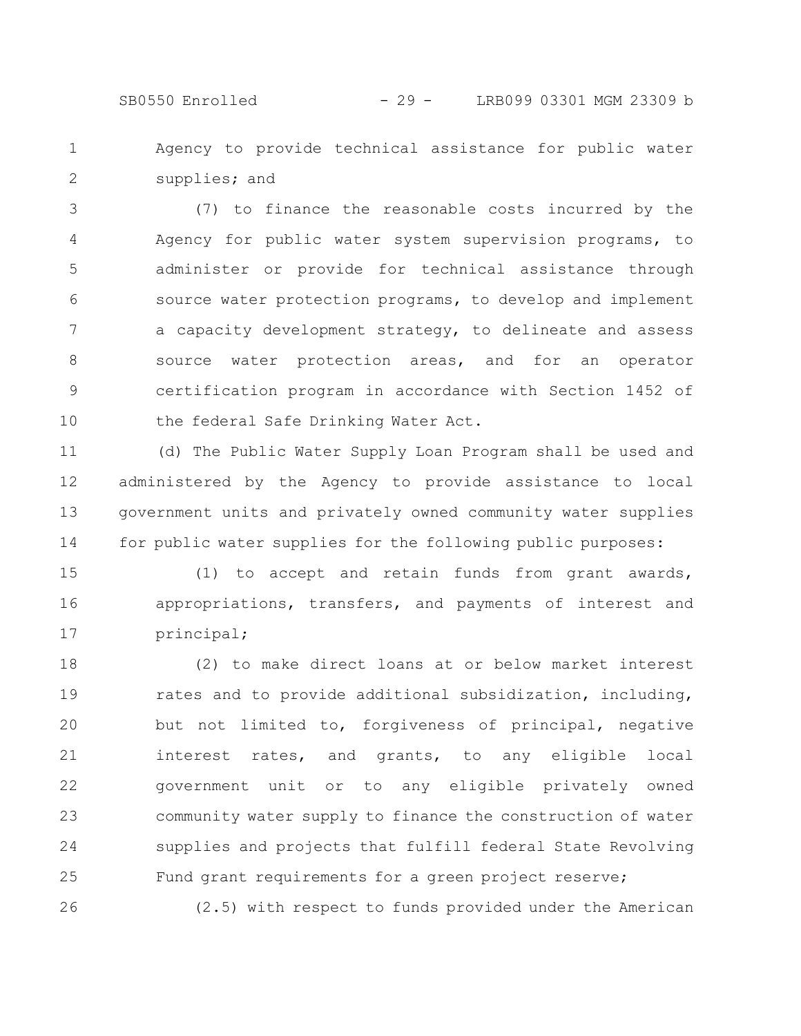Agency to provide technical assistance for public water supplies; and

(7) to finance the reasonable costs incurred by the Agency for public water system supervision programs, to administer or provide for technical assistance through source water protection programs, to develop and implement a capacity development strategy, to delineate and assess source water protection areas, and for an operator certification program in accordance with Section 1452 of the federal Safe Drinking Water Act.

(d) The Public Water Supply Loan Program shall be used and administered by the Agency to provide assistance to local government units and privately owned community water supplies for public water supplies for the following public purposes:

(1) to accept and retain funds from grant awards, appropriations, transfers, and payments of interest and principal;

(2) to make direct loans at or below market interest rates and to provide additional subsidization, including, but not limited to, forgiveness of principal, negative interest rates, and grants, to any eligible local government unit or to any eligible privately owned community water supply to finance the construction of water supplies and projects that fulfill federal State Revolving Fund grant requirements for a green project reserve;

(2.5) with respect to funds provided under the American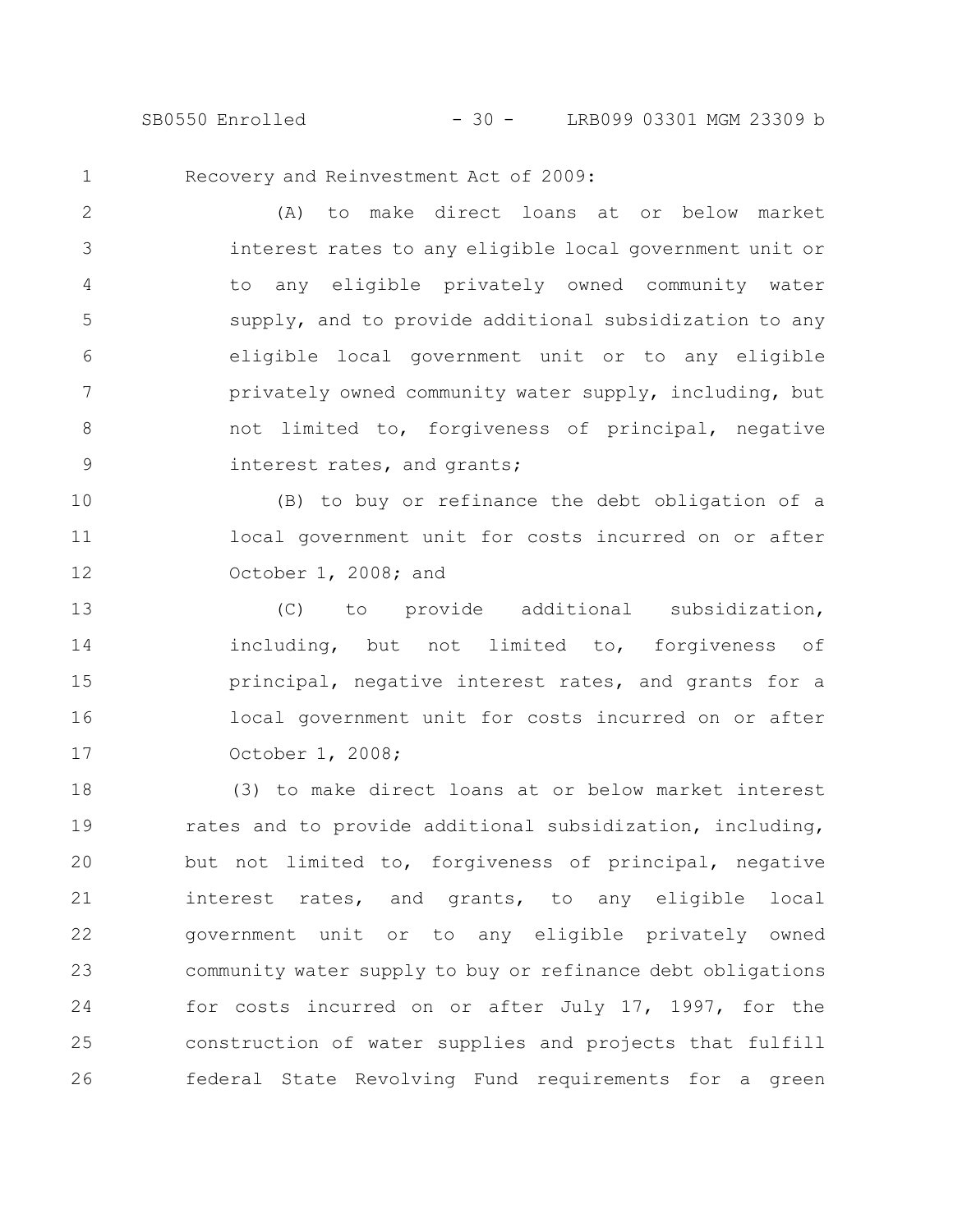Recovery and Reinvestment Act of 2009:

(A) to make direct loans at or below market interest rates to any eligible local government unit or to any eligible privately owned community water supply, and to provide additional subsidization to any eligible local government unit or to any eligible privately owned community water supply, including, but not limited to, forgiveness of principal, negative interest rates, and grants;

(B) to buy or refinance the debt obligation of a local government unit for costs incurred on or after October 1, 2008; and

(C) to provide additional subsidization, including, but not limited to, forgiveness of principal, negative interest rates, and grants for a local government unit for costs incurred on or after October 1, 2008;

(3) to make direct loans at or below market interest rates and to provide additional subsidization, including, but not limited to, forgiveness of principal, negative interest rates, and grants, to any eligible local government unit or to any eligible privately owned community water supply to buy or refinance debt obligations for costs incurred on or after July 17, 1997, for the construction of water supplies and projects that fulfill federal State Revolving Fund requirements for a green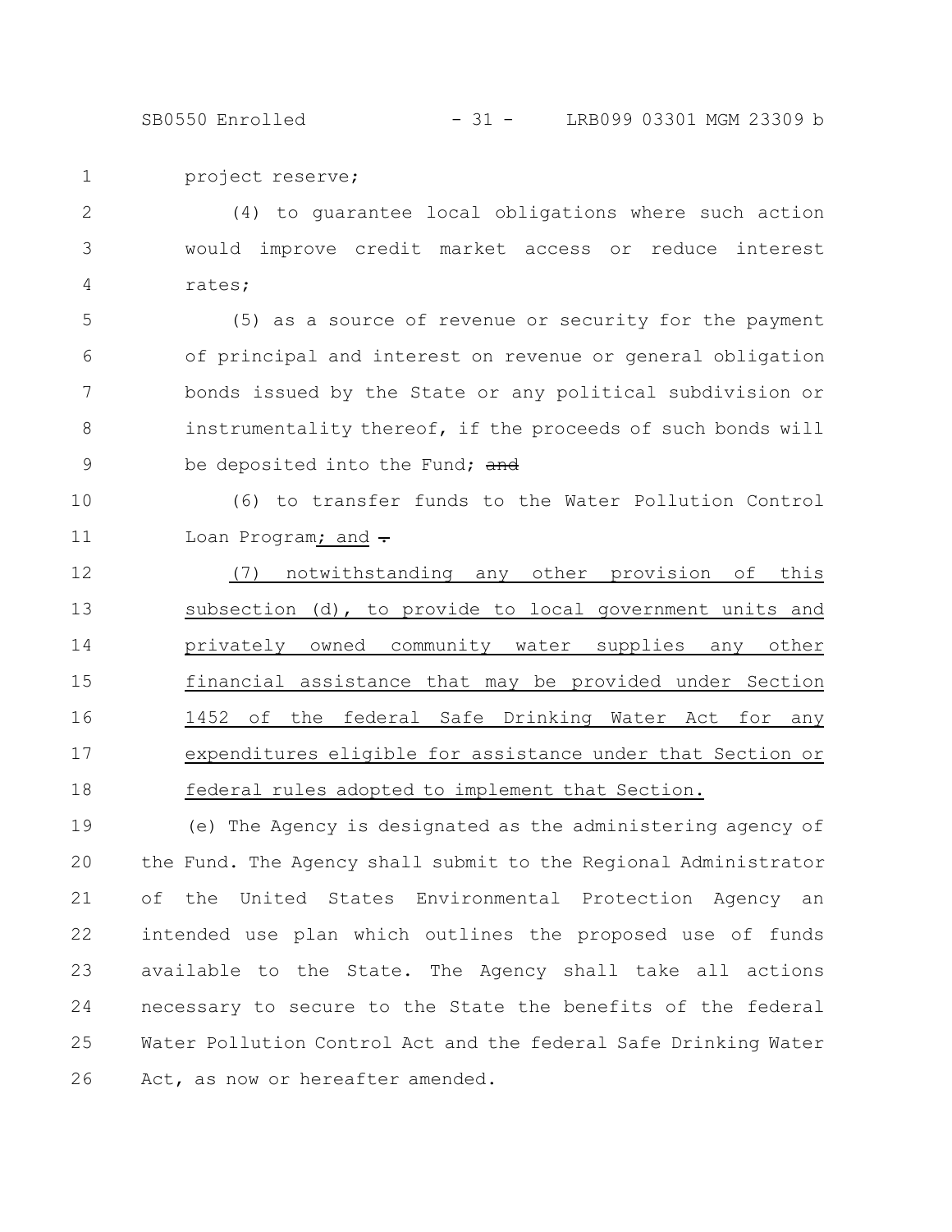project reserve;

(4) to guarantee local obligations where such action would improve credit market access or reduce interest rates;

(5) as a source of revenue or security for the payment of principal and interest on revenue or general obligation bonds issued by the State or any political subdivision or instrumentality thereof, if the proceeds of such bonds will be deposited into the Fund; ~~and~~

(6) to transfer funds to the Water Pollution Control Loan Program; and ~~.~~

(7) notwithstanding any other provision of this subsection (d), to provide to local government units and privately owned community water supplies any other financial assistance that may be provided under Section 1452 of the federal Safe Drinking Water Act for any expenditures eligible for assistance under that Section or federal rules adopted to implement that Section.

(e) The Agency is designated as the administering agency of the Fund. The Agency shall submit to the Regional Administrator of the United States Environmental Protection Agency an intended use plan which outlines the proposed use of funds available to the State. The Agency shall take all actions necessary to secure to the State the benefits of the federal Water Pollution Control Act and the federal Safe Drinking Water Act, as now or hereafter amended.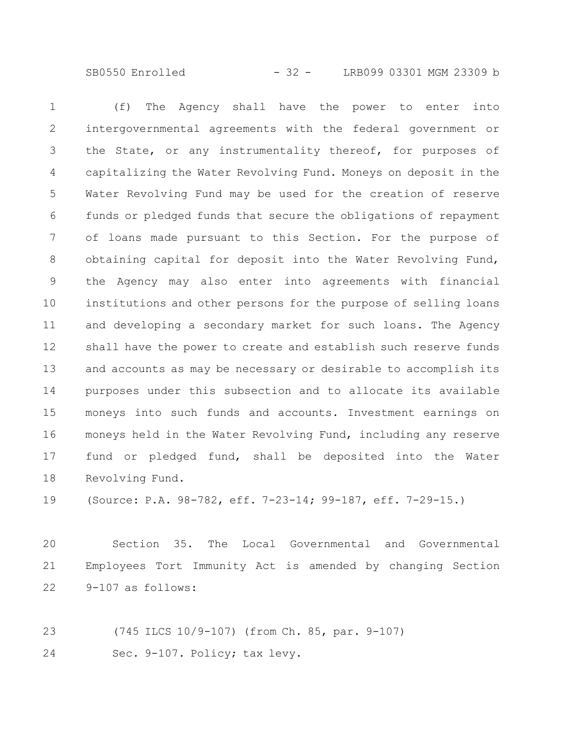(f) The Agency shall have the power to enter into intergovernmental agreements with the federal government or the State, or any instrumentality thereof, for purposes of capitalizing the Water Revolving Fund. Moneys on deposit in the Water Revolving Fund may be used for the creation of reserve funds or pledged funds that secure the obligations of repayment of loans made pursuant to this Section. For the purpose of obtaining capital for deposit into the Water Revolving Fund, the Agency may also enter into agreements with financial institutions and other persons for the purpose of selling loans and developing a secondary market for such loans. The Agency shall have the power to create and establish such reserve funds and accounts as may be necessary or desirable to accomplish its purposes under this subsection and to allocate its available moneys into such funds and accounts. Investment earnings on moneys held in the Water Revolving Fund, including any reserve fund or pledged fund, shall be deposited into the Water Revolving Fund.

(Source: P.A. 98-782, eff. 7-23-14; 99-187, eff. 7-29-15.)

Section 35. The Local Governmental and Governmental Employees Tort Immunity Act is amended by changing Section 9-107 as follows:

(745 ILCS 10/9-107) (from Ch. 85, par. 9-107)

Sec. 9-107. Policy; tax levy.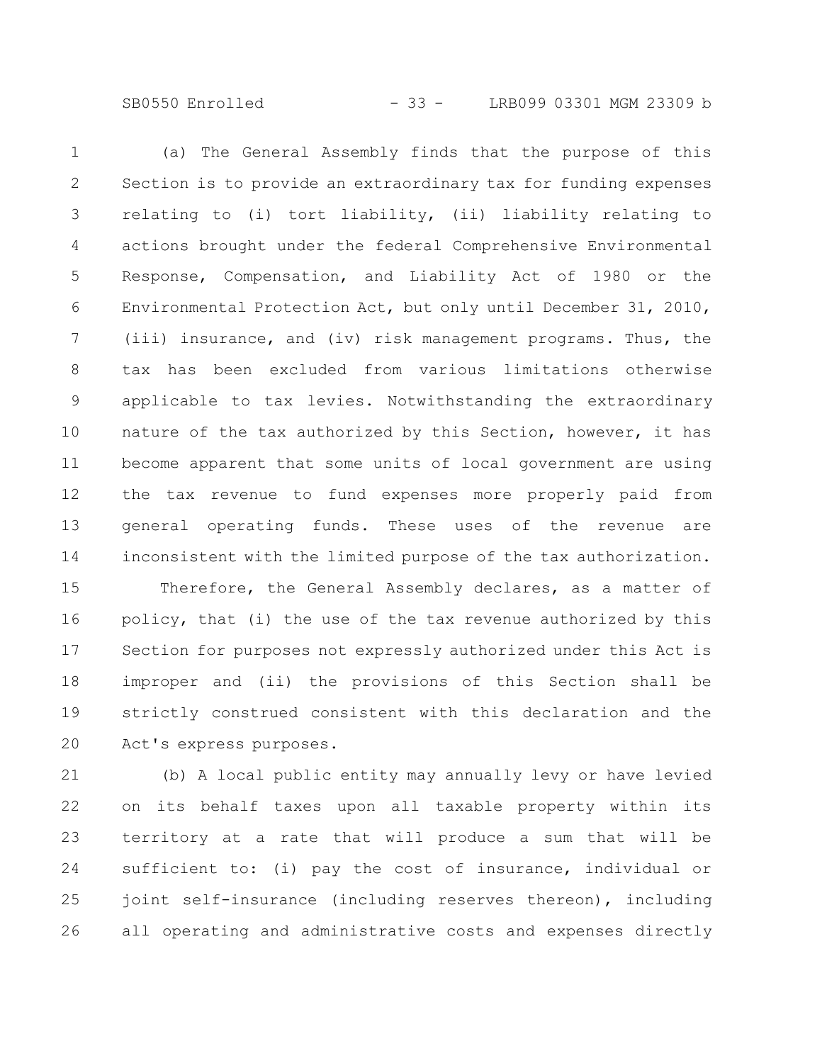(a) The General Assembly finds that the purpose of this Section is to provide an extraordinary tax for funding expenses relating to (i) tort liability, (ii) liability relating to actions brought under the federal Comprehensive Environmental Response, Compensation, and Liability Act of 1980 or the Environmental Protection Act, but only until December 31, 2010, (iii) insurance, and (iv) risk management programs. Thus, the tax has been excluded from various limitations otherwise applicable to tax levies. Notwithstanding the extraordinary nature of the tax authorized by this Section, however, it has become apparent that some units of local government are using the tax revenue to fund expenses more properly paid from general operating funds. These uses of the revenue are inconsistent with the limited purpose of the tax authorization.

Therefore, the General Assembly declares, as a matter of policy, that (i) the use of the tax revenue authorized by this Section for purposes not expressly authorized under this Act is improper and (ii) the provisions of this Section shall be strictly construed consistent with this declaration and the Act's express purposes.

(b) A local public entity may annually levy or have levied on its behalf taxes upon all taxable property within its territory at a rate that will produce a sum that will be sufficient to: (i) pay the cost of insurance, individual or joint self-insurance (including reserves thereon), including all operating and administrative costs and expenses directly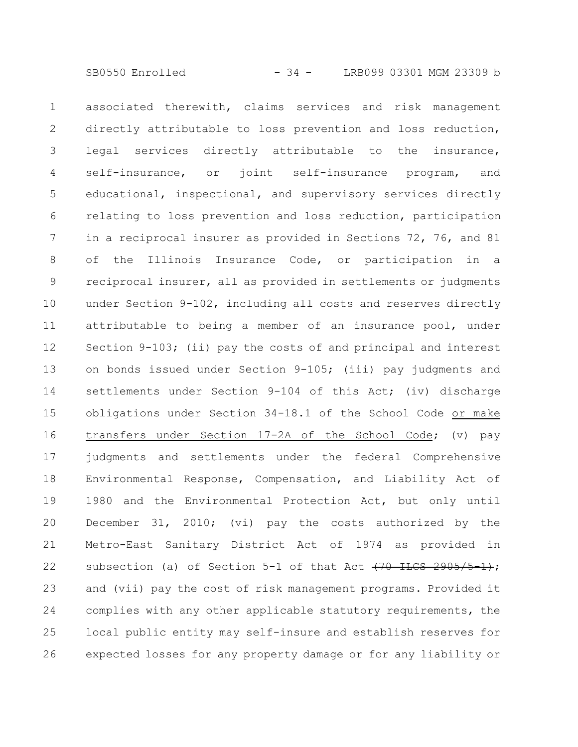associated therewith, claims services and risk management directly attributable to loss prevention and loss reduction, legal services directly attributable to the insurance, self-insurance, or joint self-insurance program, and educational, inspectional, and supervisory services directly relating to loss prevention and loss reduction, participation in a reciprocal insurer as provided in Sections 72, 76, and 81 of the Illinois Insurance Code, or participation in a reciprocal insurer, all as provided in settlements or judgments under Section 9-102, including all costs and reserves directly attributable to being a member of an insurance pool, under Section 9-103; (ii) pay the costs of and principal and interest on bonds issued under Section 9-105; (iii) pay judgments and settlements under Section 9-104 of this Act; (iv) discharge obligations under Section 34-18.1 of the School Code or make transfers under Section 17-2A of the School Code; (v) pay judgments and settlements under the federal Comprehensive Environmental Response, Compensation, and Liability Act of 1980 and the Environmental Protection Act, but only until December 31, 2010; (vi) pay the costs authorized by the Metro-East Sanitary District Act of 1974 as provided in subsection (a) of Section 5-1 of that Act ~~(70 ILCS 2905/5-1)~~; and (vii) pay the cost of risk management programs. Provided it complies with any other applicable statutory requirements, the local public entity may self-insure and establish reserves for expected losses for any property damage or for any liability or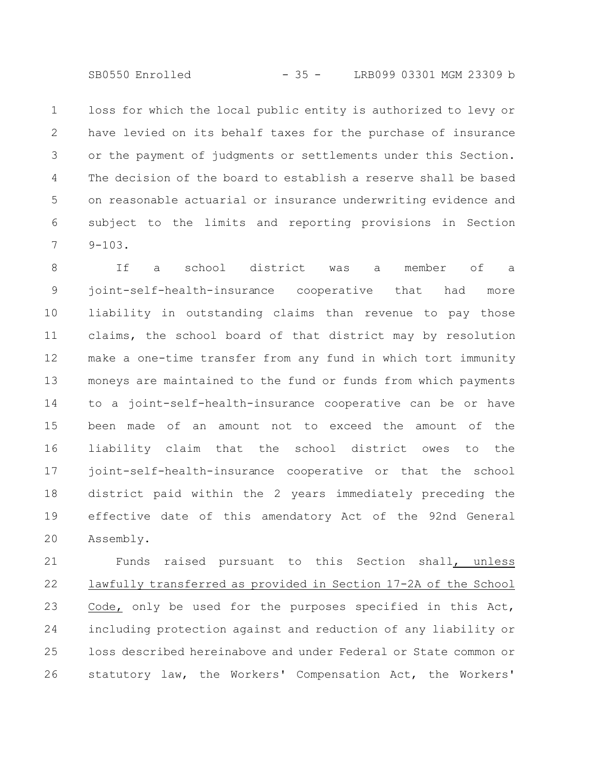loss for which the local public entity is authorized to levy or have levied on its behalf taxes for the purchase of insurance or the payment of judgments or settlements under this Section. The decision of the board to establish a reserve shall be based on reasonable actuarial or insurance underwriting evidence and subject to the limits and reporting provisions in Section 9-103.

If a school district was a member of a joint-self-health-insurance cooperative that had more liability in outstanding claims than revenue to pay those claims, the school board of that district may by resolution make a one-time transfer from any fund in which tort immunity moneys are maintained to the fund or funds from which payments to a joint-self-health-insurance cooperative can be or have been made of an amount not to exceed the amount of the liability claim that the school district owes to the joint-self-health-insurance cooperative or that the school district paid within the 2 years immediately preceding the effective date of this amendatory Act of the 92nd General Assembly.

Funds raised pursuant to this Section shall, unless lawfully transferred as provided in Section 17-2A of the School Code, only be used for the purposes specified in this Act, including protection against and reduction of any liability or loss described hereinabove and under Federal or State common or statutory law, the Workers' Compensation Act, the Workers'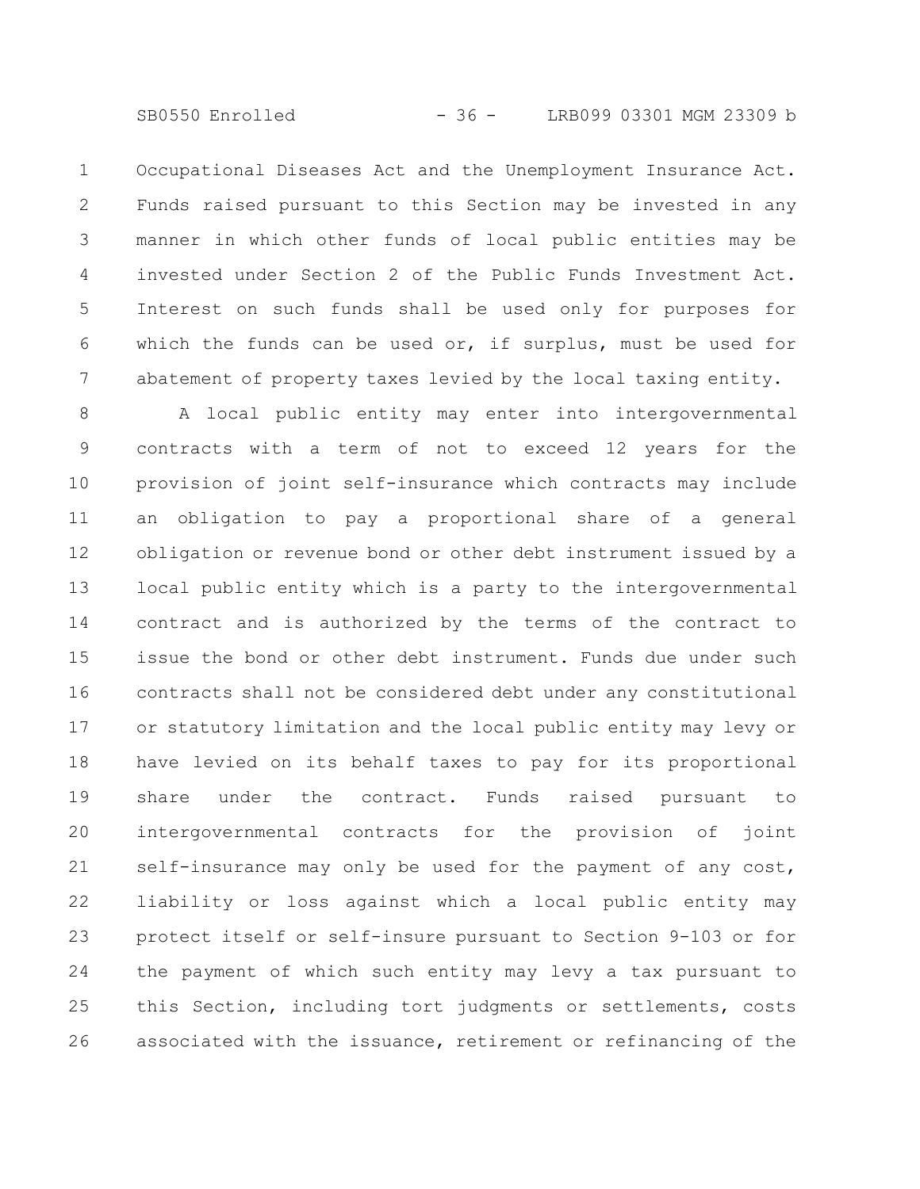Occupational Diseases Act and the Unemployment Insurance Act. Funds raised pursuant to this Section may be invested in any manner in which other funds of local public entities may be invested under Section 2 of the Public Funds Investment Act. Interest on such funds shall be used only for purposes for which the funds can be used or, if surplus, must be used for abatement of property taxes levied by the local taxing entity.

A local public entity may enter into intergovernmental contracts with a term of not to exceed 12 years for the provision of joint self-insurance which contracts may include an obligation to pay a proportional share of a general obligation or revenue bond or other debt instrument issued by a local public entity which is a party to the intergovernmental contract and is authorized by the terms of the contract to issue the bond or other debt instrument. Funds due under such contracts shall not be considered debt under any constitutional or statutory limitation and the local public entity may levy or have levied on its behalf taxes to pay for its proportional share under the contract. Funds raised pursuant to intergovernmental contracts for the provision of joint self-insurance may only be used for the payment of any cost, liability or loss against which a local public entity may protect itself or self-insure pursuant to Section 9-103 or for the payment of which such entity may levy a tax pursuant to this Section, including tort judgments or settlements, costs associated with the issuance, retirement or refinancing of the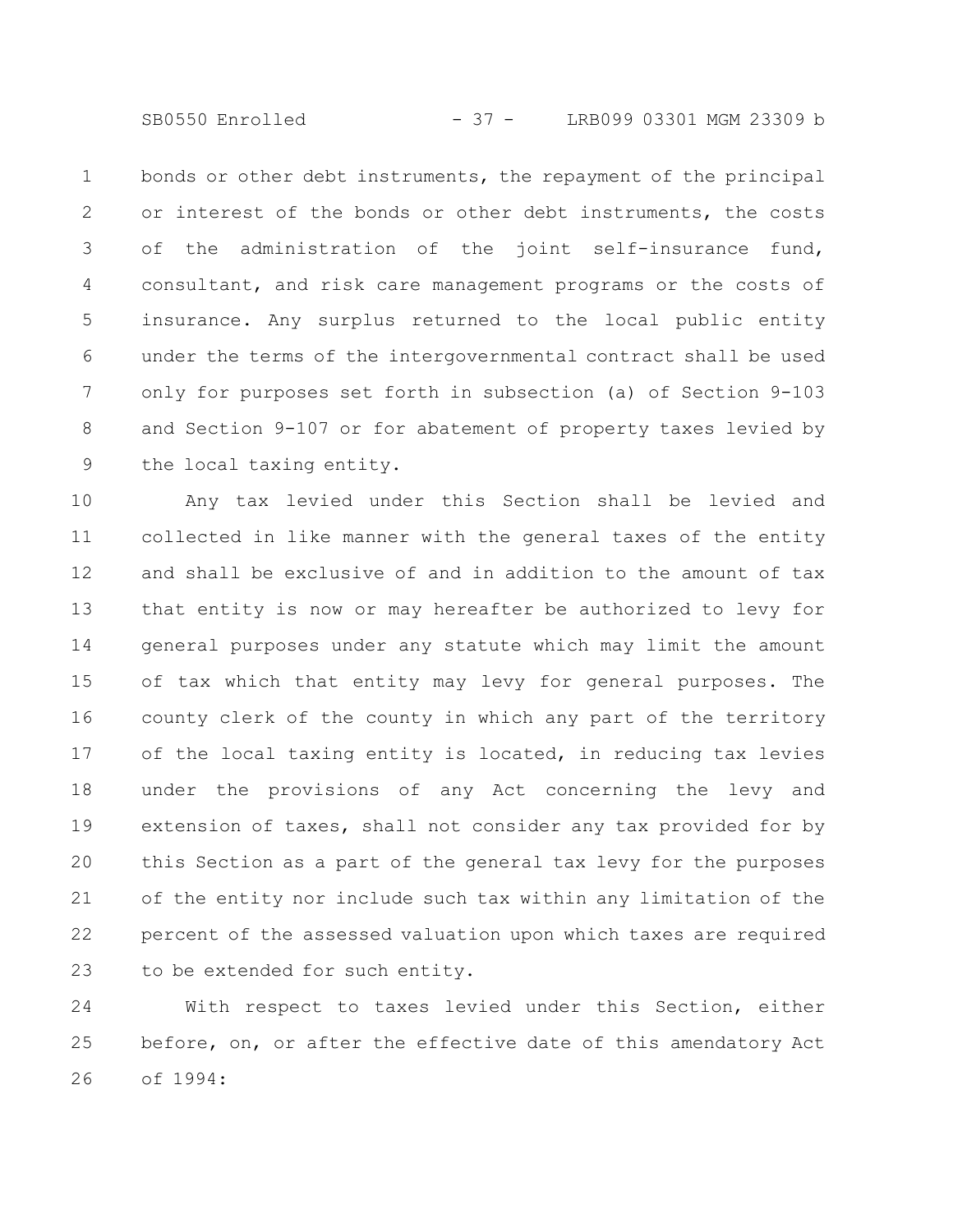bonds or other debt instruments, the repayment of the principal or interest of the bonds or other debt instruments, the costs of the administration of the joint self-insurance fund, consultant, and risk care management programs or the costs of insurance. Any surplus returned to the local public entity under the terms of the intergovernmental contract shall be used only for purposes set forth in subsection (a) of Section 9-103 and Section 9-107 or for abatement of property taxes levied by the local taxing entity.

Any tax levied under this Section shall be levied and collected in like manner with the general taxes of the entity and shall be exclusive of and in addition to the amount of tax that entity is now or may hereafter be authorized to levy for general purposes under any statute which may limit the amount of tax which that entity may levy for general purposes. The county clerk of the county in which any part of the territory of the local taxing entity is located, in reducing tax levies under the provisions of any Act concerning the levy and extension of taxes, shall not consider any tax provided for by this Section as a part of the general tax levy for the purposes of the entity nor include such tax within any limitation of the percent of the assessed valuation upon which taxes are required to be extended for such entity.

With respect to taxes levied under this Section, either before, on, or after the effective date of this amendatory Act of 1994: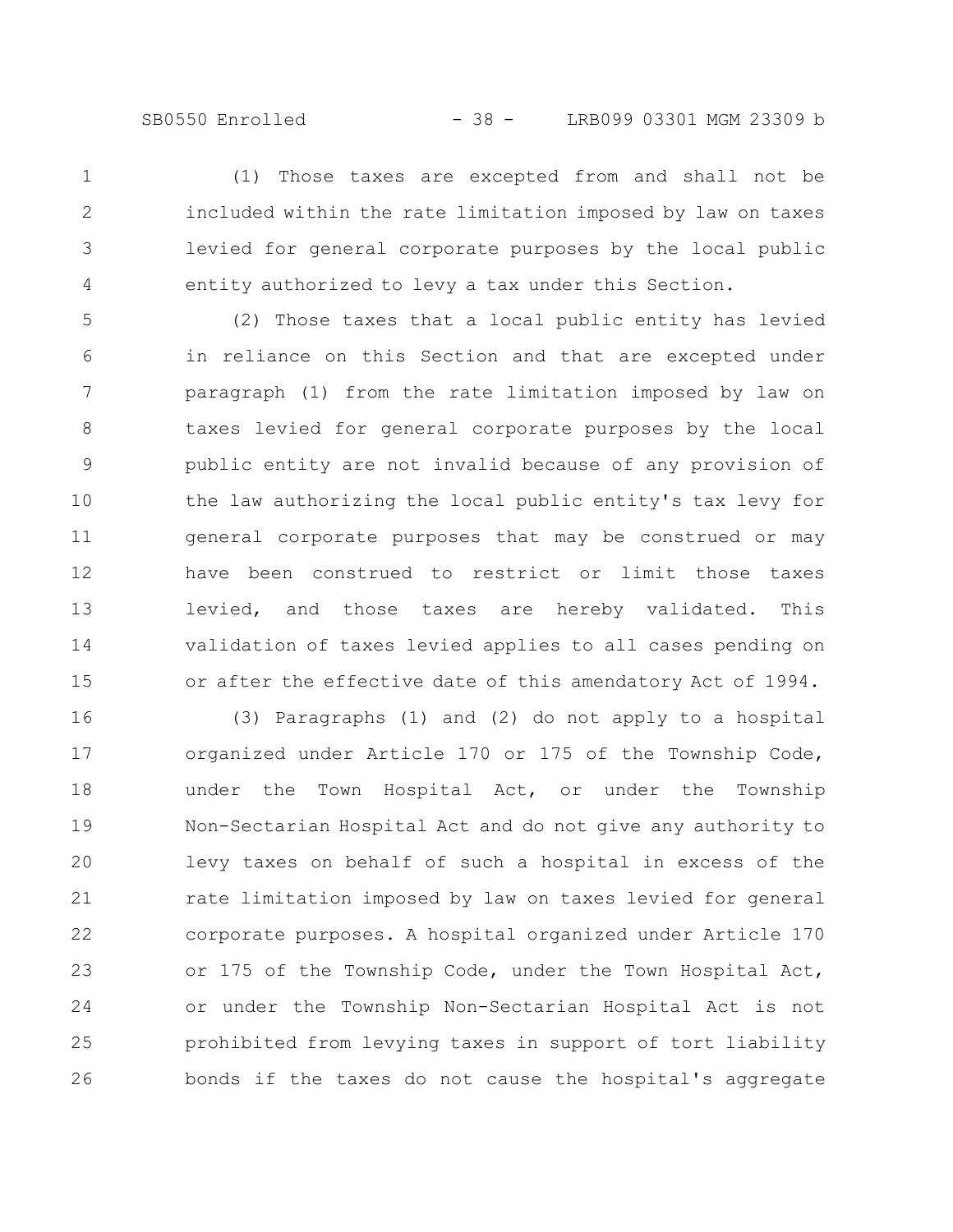(1) Those taxes are excepted from and shall not be included within the rate limitation imposed by law on taxes levied for general corporate purposes by the local public entity authorized to levy a tax under this Section.

(2) Those taxes that a local public entity has levied in reliance on this Section and that are excepted under paragraph (1) from the rate limitation imposed by law on taxes levied for general corporate purposes by the local public entity are not invalid because of any provision of the law authorizing the local public entity's tax levy for general corporate purposes that may be construed or may have been construed to restrict or limit those taxes levied, and those taxes are hereby validated. This validation of taxes levied applies to all cases pending on or after the effective date of this amendatory Act of 1994.

(3) Paragraphs (1) and (2) do not apply to a hospital organized under Article 170 or 175 of the Township Code, under the Town Hospital Act, or under the Township Non-Sectarian Hospital Act and do not give any authority to levy taxes on behalf of such a hospital in excess of the rate limitation imposed by law on taxes levied for general corporate purposes. A hospital organized under Article 170 or 175 of the Township Code, under the Town Hospital Act, or under the Township Non-Sectarian Hospital Act is not prohibited from levying taxes in support of tort liability bonds if the taxes do not cause the hospital's aggregate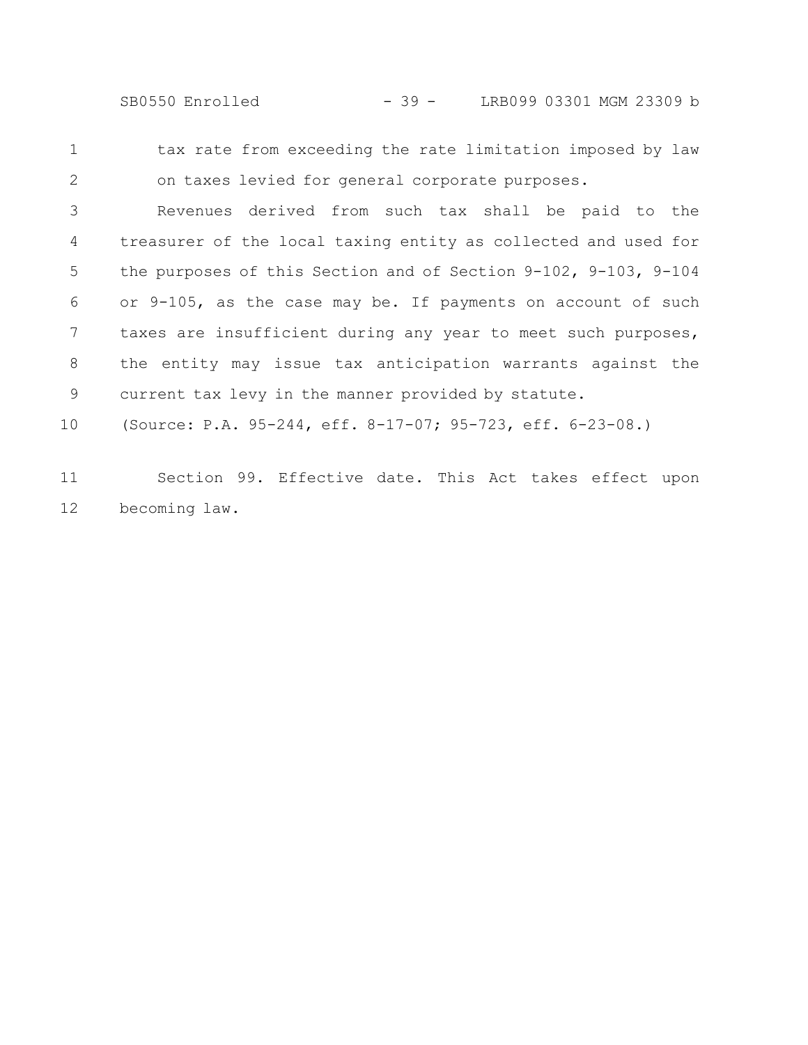tax rate from exceeding the rate limitation imposed by law on taxes levied for general corporate purposes.

Revenues derived from such tax shall be paid to the treasurer of the local taxing entity as collected and used for the purposes of this Section and of Section 9-102, 9-103, 9-104 or 9-105, as the case may be. If payments on account of such taxes are insufficient during any year to meet such purposes, the entity may issue tax anticipation warrants against the current tax levy in the manner provided by statute.

(Source: P.A. 95-244, eff. 8-17-07; 95-723, eff. 6-23-08.)

Section 99. Effective date. This Act takes effect upon becoming law.